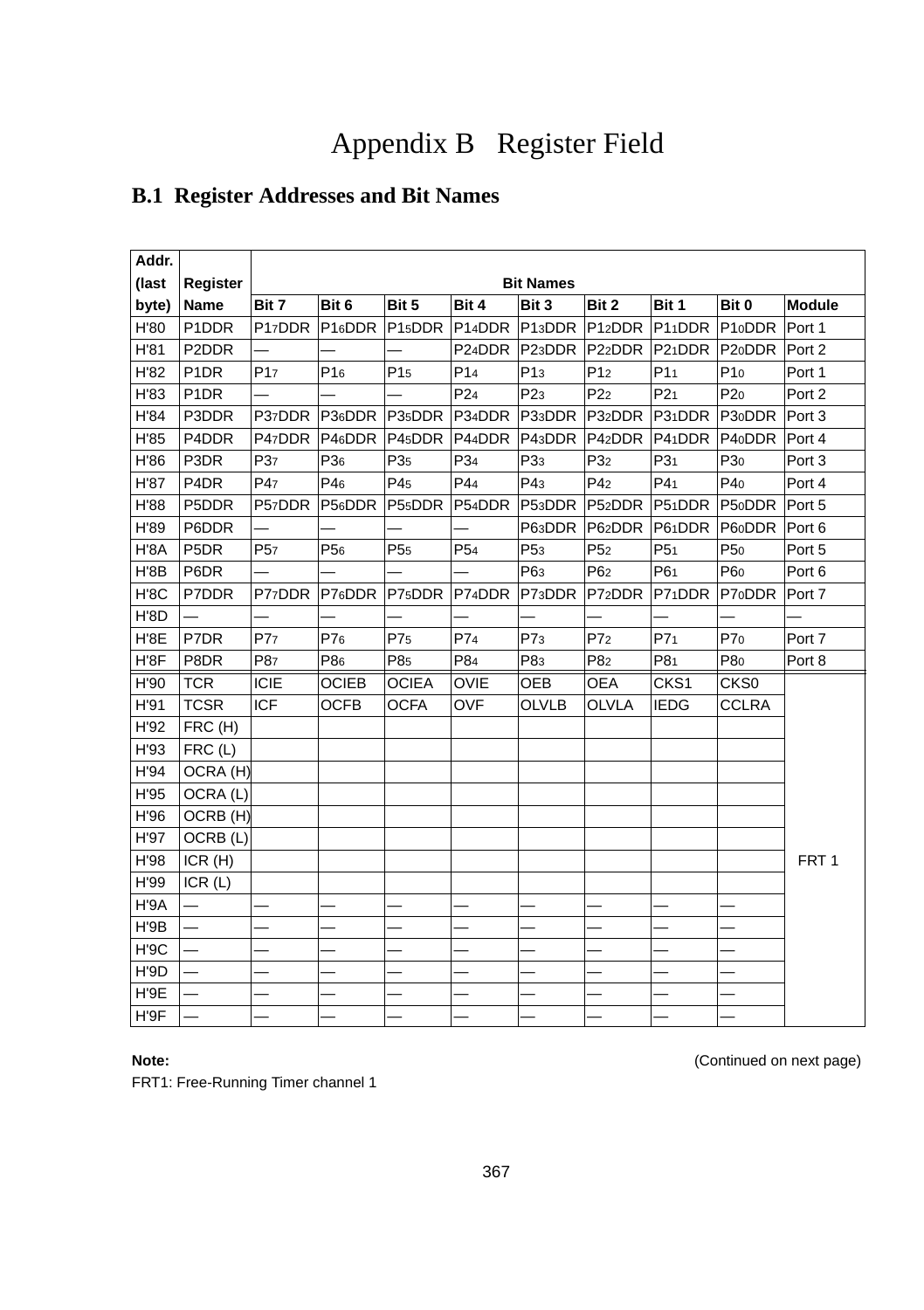# Appendix B Register Field

## B.1 Register Addresses and Bit Names

| Addr. (last byte) | Register Name | Bit Names | | | | | | | | Module |
|---|---|---|---|---|---|---|---|---|---|---|
| | | Bit 7 | Bit 6 | Bit 5 | Bit 4 | Bit 3 | Bit 2 | Bit 1 | Bit 0 | |
| H'80 | P1DDR | $P1_7DDR$ | $P1_6DDR$ | $P1_5DDR$ | $P1_4DDR$ | $P1_3DDR$ | $P1_2DDR$ | $P1_1DDR$ | $P1_0DDR$ | Port 1 |
| H'81 | P2DDR | — | — | — | $P2_4DDR$ | $P2_3DDR$ | $P2_2DDR$ | $P2_1DDR$ | $P2_0DDR$ | Port 2 |
| H'82 | P1DR | $P1_7$ | $P1_6$ | $P1_5$ | $P1_4$ | $P1_3$ | $P1_2$ | $P1_1$ | $P1_0$ | Port 1 |
| H'83 | P1DR | — | — | — | $P2_4$ | $P2_3$ | $P2_2$ | $P2_1$ | $P2_0$ | Port 2 |
| H'84 | P3DDR | $P3_7DDR$ | $P3_6DDR$ | $P3_5DDR$ | $P3_4DDR$ | $P3_3DDR$ | $P3_2DDR$ | $P3_1DDR$ | $P3_0DDR$ | Port 3 |
| H'85 | P4DDR | $P4_7DDR$ | $P4_6DDR$ | $P4_5DDR$ | $P4_4DDR$ | $P4_3DDR$ | $P4_2DDR$ | $P4_1DDR$ | $P4_0DDR$ | Port 4 |
| H'86 | P3DR | $P3_7$ | $P3_6$ | $P3_5$ | $P3_4$ | $P3_3$ | $P3_2$ | $P3_1$ | $P3_0$ | Port 3 |
| H'87 | P4DR | $P4_7$ | $P4_6$ | $P4_5$ | $P4_4$ | $P4_3$ | $P4_2$ | $P4_1$ | $P4_0$ | Port 4 |
| H'88 | P5DDR | $P5_7DDR$ | $P5_6DDR$ | $P5_5DDR$ | $P5_4DDR$ | $P5_3DDR$ | $P5_2DDR$ | $P5_1DDR$ | $P5_0DDR$ | Port 5 |
| H'89 | P6DDR | — | — | — | — | $P6_3DDR$ | $P6_2DDR$ | $P6_1DDR$ | $P6_0DDR$ | Port 6 |
| H'8A | P5DR | $P5_7$ | $P5_6$ | $P5_5$ | $P5_4$ | $P5_3$ | $P5_2$ | $P5_1$ | $P5_0$ | Port 5 |
| H'8B | P6DR | — | — | — | — | $P6_3$ | $P6_2$ | $P6_1$ | $P6_0$ | Port 6 |
| H'8C | P7DDR | $P7_7DDR$ | $P7_6DDR$ | $P7_5DDR$ | $P7_4DDR$ | $P7_3DDR$ | $P7_2DDR$ | $P7_1DDR$ | $P7_0DDR$ | Port 7 |
| H'8D | — | — | — | — | — | — | — | — | — | — |
| H'8E | P7DR | $P7_7$ | $P7_6$ | $P7_5$ | $P7_4$ | $P7_3$ | $P7_2$ | $P7_1$ | $P7_0$ | Port 7 |
| H'8F | P8DR | $P8_7$ | $P8_6$ | $P8_5$ | $P8_4$ | $P8_3$ | $P8_2$ | $P8_1$ | $P8_0$ | Port 8 |
| H'90 | TCR | ICIE | OCIEB | OCIEA | OVIE | OEB | OEA | CKS1 | CKS0 | FRT 1 |
| H'91 | TCSR | ICF | OCFB | OCFA | OVF | OLVLB | OLVLA | IEDG | CCLRA | |
| H'92 | FRC (H) | | | | | | | | | |
| H'93 | FRC (L) | | | | | | | | | |
| H'94 | OCRA (H) | | | | | | | | | |
| H'95 | OCRA (L) | | | | | | | | | |
| H'96 | OCRB (H) | | | | | | | | | |
| H'97 | OCRB (L) | | | | | | | | | |
| H'98 | ICR (H) | | | | | | | | | |
| H'99 | ICR (L) | | | | | | | | | |
| H'9A | — | — | — | — | — | — | — | — | — | |
| H'9B | — | — | — | — | — | — | — | — | — | |
| H'9C | — | — | — | — | — | — | — | — | — | |
| H'9D | — | — | — | — | — | — | — | — | — | |
| H'9E | — | — | — | — | — | — | — | — | — | |
| H'9F | — | — | — | — | — | — | — | — | — | |

**Note:**
FRT1: Free-Running Timer channel 1

(Continued on next page)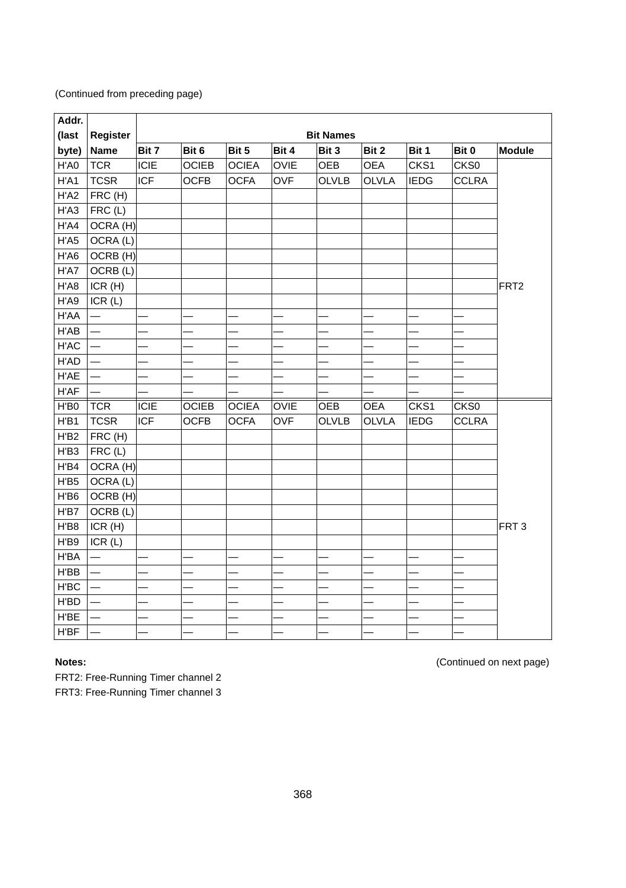(Continued from preceding page)

| Addr. (last byte) | Register Name | Bit Names | | | | | | | | Module |
|---|---|---|---|---|---|---|---|---|---|---|
| | | **Bit 7** | **Bit 6** | **Bit 5** | **Bit 4** | **Bit 3** | **Bit 2** | **Bit 1** | **Bit 0** | |
| H'A0 | TCR | ICIE | OCIEB | OCIEA | OVIE | OEB | OEA | CKS1 | CKS0 | FRT2 |
| H'A1 | TCSR | ICF | OCFB | OCFA | OVF | OLVLB | OLVLA | IEDG | CCLRA | |
| H'A2 | FRC (H) | | | | | | | | | |
| H'A3 | FRC (L) | | | | | | | | | |
| H'A4 | OCRA (H) | | | | | | | | | |
| H'A5 | OCRA (L) | | | | | | | | | |
| H'A6 | OCRB (H) | | | | | | | | | |
| H'A7 | OCRB (L) | | | | | | | | | |
| H'A8 | ICR (H) | | | | | | | | | |
| H'A9 | ICR (L) | | | | | | | | | |
| H'AA | — | — | — | — | — | — | — | — | — | |
| H'AB | — | — | — | — | — | — | — | — | — | |
| H'AC | — | — | — | — | — | — | — | — | — | |
| H'AD | — | — | — | — | — | — | — | — | — | |
| H'AE | — | — | — | — | — | — | — | — | — | |
| H'AF | — | — | — | — | — | — | — | — | — | |
| H'B0 | TCR | ICIE | OCIEB | OCIEA | OVIE | OEB | OEA | CKS1 | CKS0 | FRT 3 |
| H'B1 | TCSR | ICF | OCFB | OCFA | OVF | OLVLB | OLVLA | IEDG | CCLRA | |
| H'B2 | FRC (H) | | | | | | | | | |
| H'B3 | FRC (L) | | | | | | | | | |
| H'B4 | OCRA (H) | | | | | | | | | |
| H'B5 | OCRA (L) | | | | | | | | | |
| H'B6 | OCRB (H) | | | | | | | | | |
| H'B7 | OCRB (L) | | | | | | | | | |
| H'B8 | ICR (H) | | | | | | | | | |
| H'B9 | ICR (L) | | | | | | | | | |
| H'BA | — | — | — | — | — | — | — | — | — | |
| H'BB | — | — | — | — | — | — | — | — | — | |
| H'BC | — | — | — | — | — | — | — | — | — | |
| H'BD | — | — | — | — | — | — | — | — | — | |
| H'BE | — | — | — | — | — | — | — | — | — | |
| H'BF | — | — | — | — | — | — | — | — | — | |

**Notes:**

FRT2: Free-Running Timer channel 2

FRT3: Free-Running Timer channel 3

(Continued on next page)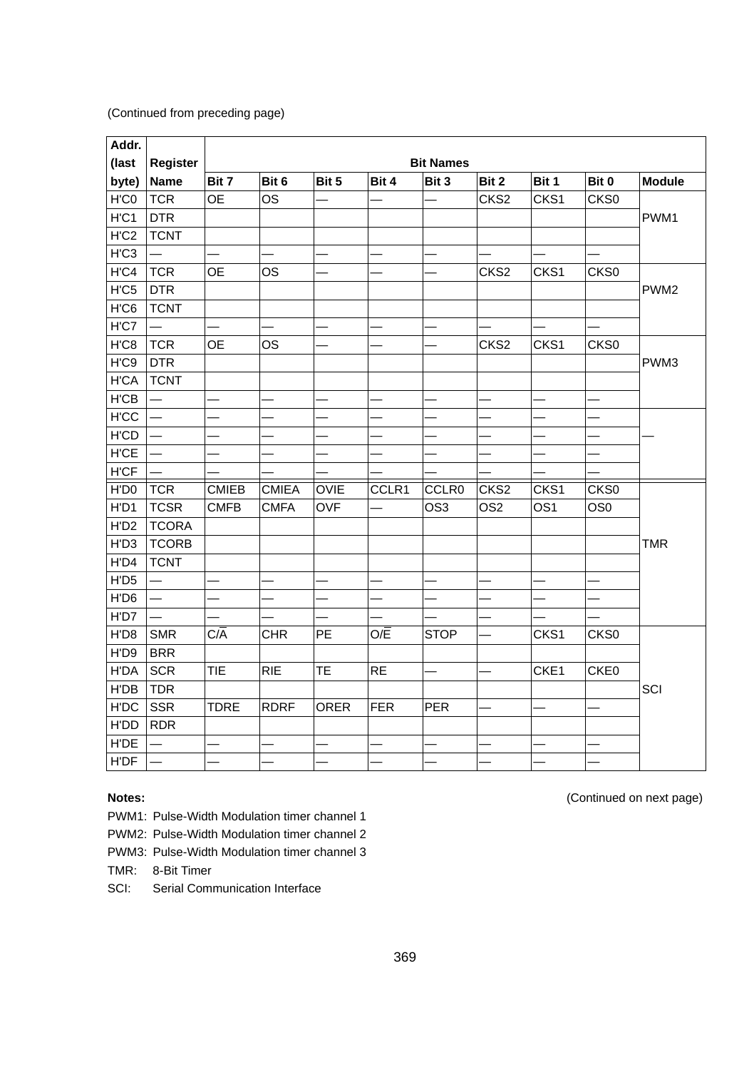(Continued from preceding page)

| Addr. (last byte) | Register Name | Bit 7 | Bit 6 | Bit 5 | Bit 4 | Bit 3 | Bit 2 | Bit 1 | Bit 0 | Module |
|---|---|---|---|---|---|---|---|---|---|---|
| | | Bit Names | | | | | | | | |
| H'C0 | TCR | OE | OS | — | — | — | CKS2 | CKS1 | CKS0 | PWM1 |
| H'C1 | DTR | | | | | | | | | |
| H'C2 | TCNT | | | | | | | | | |
| H'C3 | — | — | — | — | — | — | — | — | — | |
| H'C4 | TCR | OE | OS | — | — | — | CKS2 | CKS1 | CKS0 | PWM2 |
| H'C5 | DTR | | | | | | | | | |
| H'C6 | TCNT | | | | | | | | | |
| H'C7 | — | — | — | — | — | — | — | — | — | |
| H'C8 | TCR | OE | OS | — | — | — | CKS2 | CKS1 | CKS0 | PWM3 |
| H'C9 | DTR | | | | | | | | | |
| H'CA | TCNT | | | | | | | | | |
| H'CB | — | — | — | — | — | — | — | — | — | |
| H'CC | — | — | — | — | — | — | — | — | — | — |
| H'CD | — | — | — | — | — | — | — | — | — | |
| H'CE | — | — | — | — | — | — | — | — | — | |
| H'CF | — | — | — | — | — | — | — | — | — | |
| H'D0 | TCR | CMIEB | CMIEA | OVIE | CCLR1 | CCLR0 | CKS2 | CKS1 | CKS0 | TMR |
| H'D1 | TCSR | CMFB | CMFA | OVF | — | OS3 | OS2 | OS1 | OS0 | |
| H'D2 | TCORA | | | | | | | | | |
| H'D3 | TCORB | | | | | | | | | |
| H'D4 | TCNT | | | | | | | | | |
| H'D5 | — | — | — | — | — | — | — | — | — | |
| H'D6 | — | — | — | — | — | — | — | — | — | |
| H'D7 | — | — | — | — | — | — | — | — | — | |
| H'D8 | SMR | C/$\overline{A}$ | CHR | PE | O/$\overline{E}$ | STOP | — | CKS1 | CKS0 | SCI |
| H'D9 | BRR | | | | | | | | | |
| H'DA | SCR | TIE | RIE | TE | RE | — | — | CKE1 | CKE0 | |
| H'DB | TDR | | | | | | | | | |
| H'DC | SSR | TDRE | RDRF | ORER | FER | PER | — | — | — | |
| H'DD | RDR | | | | | | | | | |
| H'DE | — | — | — | — | — | — | — | — | — | |
| H'DF | — | — | — | — | — | — | — | — | — | |

**Notes:**

(Continued on next page)

PWM1: Pulse-Width Modulation timer channel 1
PWM2: Pulse-Width Modulation timer channel 2
PWM3: Pulse-Width Modulation timer channel 3
TMR: 8-Bit Timer
SCI: Serial Communication Interface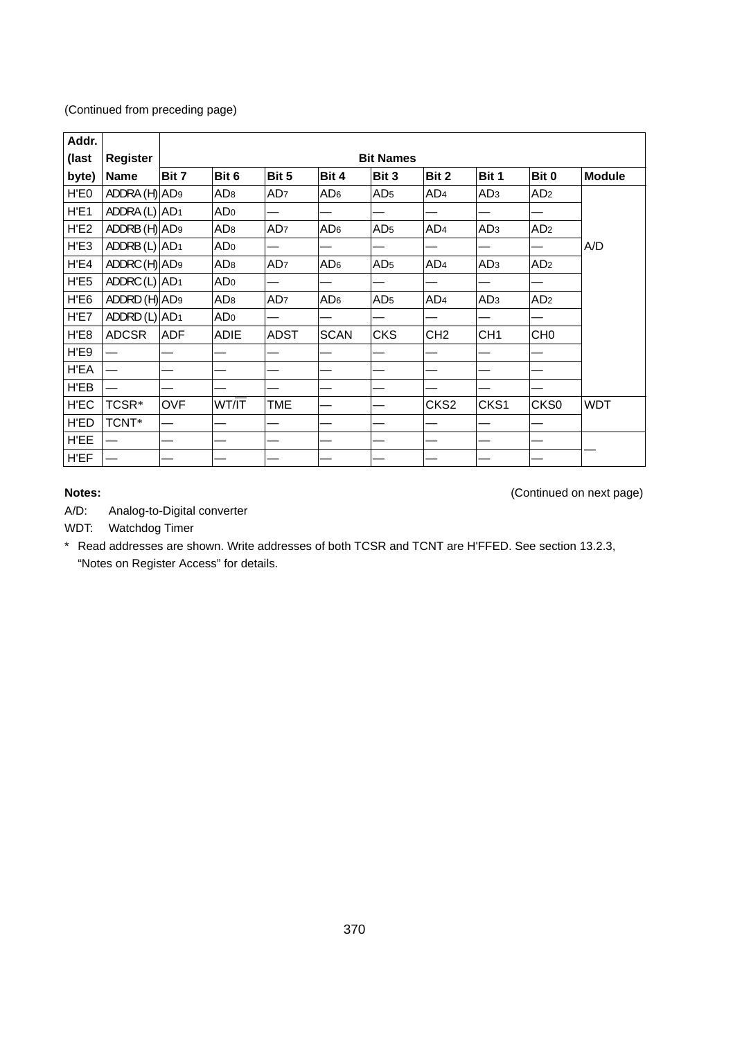(Continued from preceding page)

| Addr. (last byte) | Register Name | Bit Names | | | | | | | | |
|---|---|---|---|---|---|---|---|---|---|---|
| | | Bit 7 | Bit 6 | Bit 5 | Bit 4 | Bit 3 | Bit 2 | Bit 1 | Bit 0 | Module |
| H'E0 | ADDRA (H) | $AD_9$ | $AD_8$ | $AD_7$ | $AD_6$ | $AD_5$ | $AD_4$ | $AD_3$ | $AD_2$ | A/D |
| H'E1 | ADDRA (L) | $AD_1$ | $AD_0$ | — | — | — | — | — | — | |
| H'E2 | ADDRB (H) | $AD_9$ | $AD_8$ | $AD_7$ | $AD_6$ | $AD_5$ | $AD_4$ | $AD_3$ | $AD_2$ | |
| H'E3 | ADDRB (L) | $AD_1$ | $AD_0$ | — | — | — | — | — | — | |
| H'E4 | ADDRC (H) | $AD_9$ | $AD_8$ | $AD_7$ | $AD_6$ | $AD_5$ | $AD_4$ | $AD_3$ | $AD_2$ | |
| H'E5 | ADDRC (L) | $AD_1$ | $AD_0$ | — | — | — | — | — | — | |
| H'E6 | ADDRD (H) | $AD_9$ | $AD_8$ | $AD_7$ | $AD_6$ | $AD_5$ | $AD_4$ | $AD_3$ | $AD_2$ | |
| H'E7 | ADDRD (L) | $AD_1$ | $AD_0$ | — | — | — | — | — | — | |
| H'E8 | ADCSR | ADF | ADIE | ADST | SCAN | CKS | CH2 | CH1 | CH0 | |
| H'E9 | — | — | — | — | — | — | — | — | — | |
| H'EA | — | — | — | — | — | — | — | — | — | |
| H'EB | — | — | — | — | — | — | — | — | — | |
| H'EC | TCSR* | OVF | WT/$\overline{\text{IT}}$ | TME | — | — | CKS2 | CKS1 | CKS0 | WDT |
| H'ED | TCNT* | — | — | — | — | — | — | — | — | |
| H'EE | — | — | — | — | — | — | — | — | — | — |
| H'EF | — | — | — | — | — | — | — | — | — | |

**Notes:** (Continued on next page)

A/D: Analog-to-Digital converter

WDT: Watchdog Timer

\* Read addresses are shown. Write addresses of both TCSR and TCNT are H'FFED. See section 13.2.3, “Notes on Register Access” for details.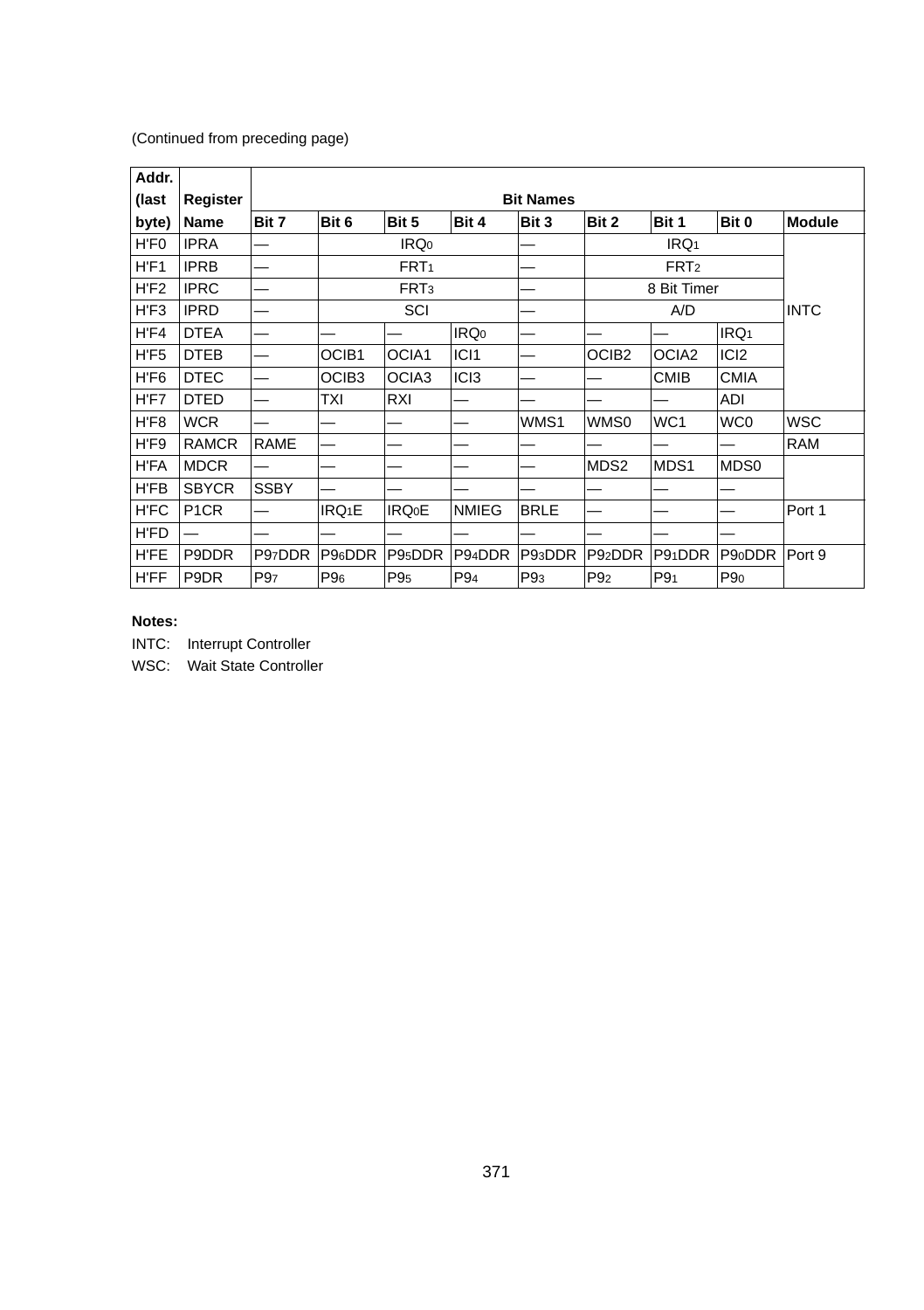(Continued from preceding page)

| Addr. (last byte) | Register Name | Bit Names | | | | | | | | Module |
|---|---|---|---|---|---|---|---|---|---|---|
| | | Bit 7 | Bit 6 | Bit 5 | Bit 4 | Bit 3 | Bit 2 | Bit 1 | Bit 0 | |
| H'F0 | IPRA | — | $IRQ_0$ | | | — | $IRQ_1$ | | | INTC |
| H'F1 | IPRB | — | $FRT_1$ | | | — | $FRT_2$ | | | |
| H'F2 | IPRC | — | $FRT_3$ | | | — | 8 Bit Timer | | | |
| H'F3 | IPRD | — | SCI | | | — | A/D | | | |
| H'F4 | DTEA | — | — | — | $IRQ_0$ | — | — | — | $IRQ_1$ | |
| H'F5 | DTEB | — | OCIB1 | OCIA1 | ICI1 | — | OCIB2 | OCIA2 | ICI2 | |
| H'F6 | DTEC | — | OCIB3 | OCIA3 | ICI3 | — | — | CMIB | CMIA | |
| H'F7 | DTED | — | TXI | RXI | — | — | — | — | ADI | |
| H'F8 | WCR | — | — | — | — | WMS1 | WMS0 | WC1 | WC0 | WSC |
| H'F9 | RAMCR | RAME | — | — | — | — | — | — | — | RAM |
| H'FA | MDCR | — | — | — | — | — | MDS2 | MDS1 | MDS0 | |
| H'FB | SBYCR | SSBY | — | — | — | — | — | — | — | |
| H'FC | P1CR | — | $IRQ_1E$ | $IRQ_0E$ | NMIEG | BRLE | — | — | — | Port 1 |
| H'FD | — | — | — | — | — | — | — | — | — | |
| H'FE | P9DDR | $P9_7DDR$ | $P9_6DDR$ | $P9_5DDR$ | $P9_4DDR$ | $P9_3DDR$ | $P9_2DDR$ | $P9_1DDR$ | $P9_0DDR$ | Port 9 |
| H'FF | P9DR | $P9_7$ | $P9_6$ | $P9_5$ | $P9_4$ | $P9_3$ | $P9_2$ | $P9_1$ | $P9_0$ | |

**Notes:**

INTC: Interrupt Controller

WSC: Wait State Controller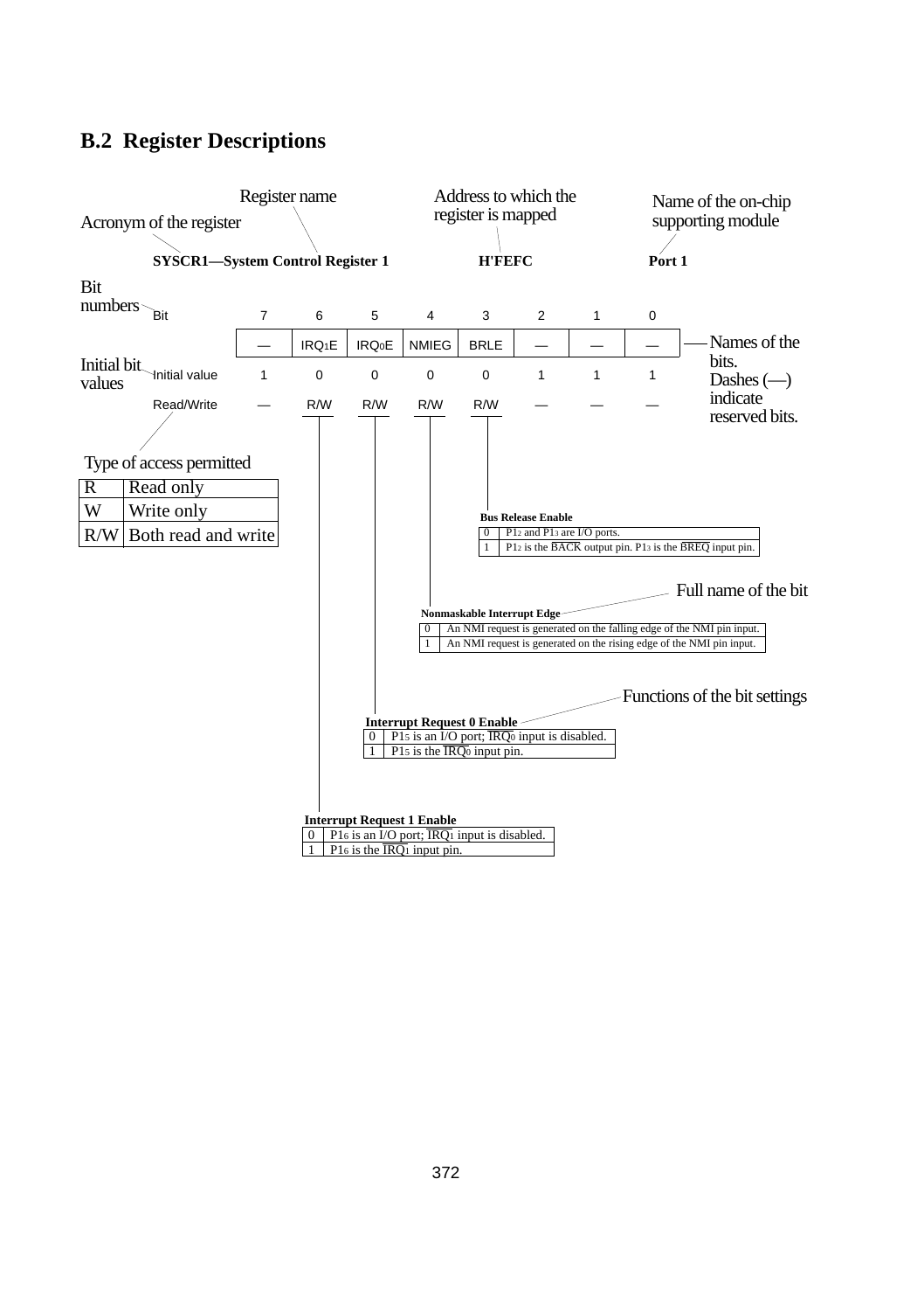## B.2 Register Descriptions

Register name — Acronym of the register — Address to which the register is mapped — Name of the on-chip supporting module

**SYSCR1—System Control Register 1** &nbsp;&nbsp;&nbsp;&nbsp; **H'FEFC** &nbsp;&nbsp;&nbsp;&nbsp; **Port 1**

| Bit | 7 | 6 | 5 | 4 | 3 | 2 | 1 | 0 |
|---|---|---|---|---|---|---|---|---|
| | — | $IRQ_1E$ | $IRQ_0E$ | NMIEG | BRLE | — | — | — |
| Initial value | 1 | 0 | 0 | 0 | 0 | 1 | 1 | 1 |
| Read/Write | — | R/W | R/W | R/W | R/W | — | — | — |

Bit numbers; Initial bit values; Names of the bits. Dashes (—) indicate reserved bits.

Type of access permitted

| | |
|---|---|
| R | Read only |
| W | Write only |
| R/W | Both read and write |

**Bus Release Enable**

| | |
|---|---|
| 0 | $P1_2$ and $P1_3$ are I/O ports. |
| 1 | $P1_2$ is the $\overline{BACK}$ output pin. $P1_3$ is the $\overline{BREQ}$ input pin. |

Full name of the bit

**Nonmaskable Interrupt Edge**

| | |
|---|---|
| 0 | An NMI request is generated on the falling edge of the NMI pin input. |
| 1 | An NMI request is generated on the rising edge of the NMI pin input. |

Functions of the bit settings

**Interrupt Request 0 Enable**

| | |
|---|---|
| 0 | $P1_5$ is an I/O port; $\overline{IRQ_0}$ input is disabled. |
| 1 | $P1_5$ is the $\overline{IRQ_0}$ input pin. |

**Interrupt Request 1 Enable**

| | |
|---|---|
| 0 | $P1_6$ is an I/O port; $\overline{IRQ_1}$ input is disabled. |
| 1 | $P1_6$ is the $\overline{IRQ_1}$ input pin. |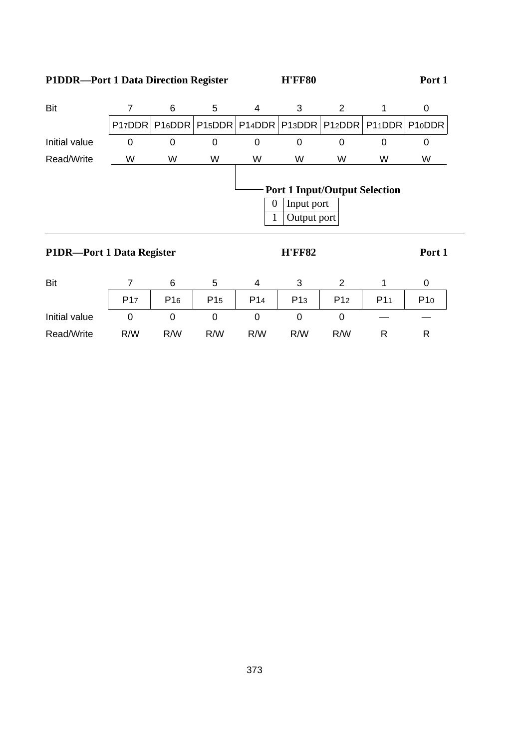**P1DDR—Port 1 Data Direction Register** **H'FF80** **Port 1**

| Bit | 7 | 6 | 5 | 4 | 3 | 2 | 1 | 0 |
|---|---|---|---|---|---|---|---|---|
| | $P1_7DDR$ | $P1_6DDR$ | $P1_5DDR$ | $P1_4DDR$ | $P1_3DDR$ | $P1_2DDR$ | $P1_1DDR$ | $P1_0DDR$ |
| Initial value | 0 | 0 | 0 | 0 | 0 | 0 | 0 | 0 |
| Read/Write | W | W | W | W | W | W | W | W |

**Port 1 Input/Output Selection**

| | |
|---|---|
| 0 | Input port |
| 1 | Output port |

---

**P1DR—Port 1 Data Register** **H'FF82** **Port 1**

| Bit | 7 | 6 | 5 | 4 | 3 | 2 | 1 | 0 |
|---|---|---|---|---|---|---|---|---|
| | $P1_7$ | $P1_6$ | $P1_5$ | $P1_4$ | $P1_3$ | $P1_2$ | $P1_1$ | $P1_0$ |
| Initial value | 0 | 0 | 0 | 0 | 0 | 0 | — | — |
| Read/Write | R/W | R/W | R/W | R/W | R/W | R/W | R | R |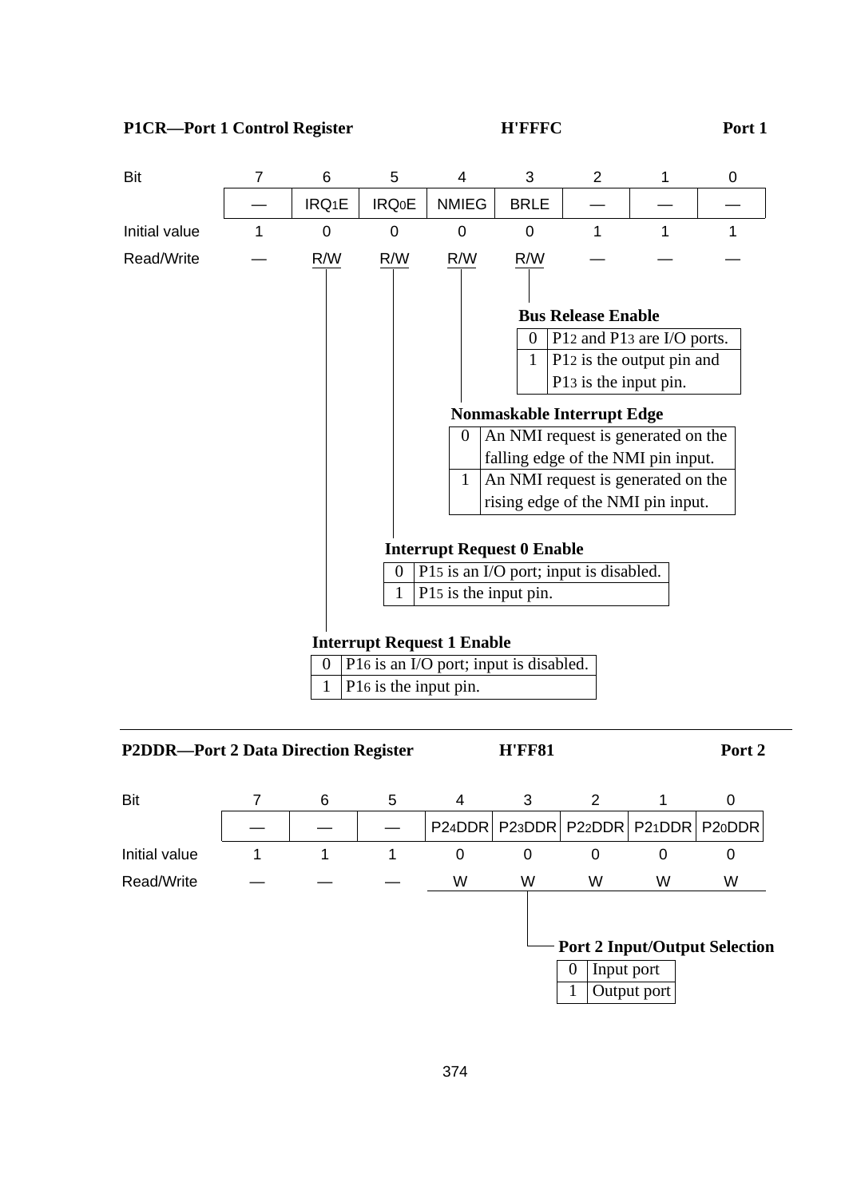**P1CR—Port 1 Control Register** **H'FFFC** **Port 1**

| Bit | 7 | 6 | 5 | 4 | 3 | 2 | 1 | 0 |
|---|---|---|---|---|---|---|---|---|
| | — | $IRQ_1E$ | $IRQ_0E$ | NMIEG | BRLE | — | — | — |
| Initial value | 1 | 0 | 0 | 0 | 0 | 1 | 1 | 1 |
| Read/Write | — | R/W | R/W | R/W | R/W | — | — | — |

**Bus Release Enable**

| | |
|---|---|
| 0 | $P1_2$ and $P1_3$ are I/O ports. |
| 1 | $P1_2$ is the output pin and $P1_3$ is the input pin. |

**Nonmaskable Interrupt Edge**

| | |
|---|---|
| 0 | An NMI request is generated on the falling edge of the NMI pin input. |
| 1 | An NMI request is generated on the rising edge of the NMI pin input. |

**Interrupt Request 0 Enable**

| | |
|---|---|
| 0 | $P1_5$ is an I/O port; input is disabled. |
| 1 | $P1_5$ is the input pin. |

**Interrupt Request 1 Enable**

| | |
|---|---|
| 0 | $P1_6$ is an I/O port; input is disabled. |
| 1 | $P1_6$ is the input pin. |

---

**P2DDR—Port 2 Data Direction Register** **H'FF81** **Port 2**

| Bit | 7 | 6 | 5 | 4 | 3 | 2 | 1 | 0 |
|---|---|---|---|---|---|---|---|---|
| | — | — | — | $P2_4DDR$ | $P2_3DDR$ | $P2_2DDR$ | $P2_1DDR$ | $P2_0DDR$ |
| Initial value | 1 | 1 | 1 | 0 | 0 | 0 | 0 | 0 |
| Read/Write | — | — | — | W | W | W | W | W |

**Port 2 Input/Output Selection**

| | |
|---|---|
| 0 | Input port |
| 1 | Output port |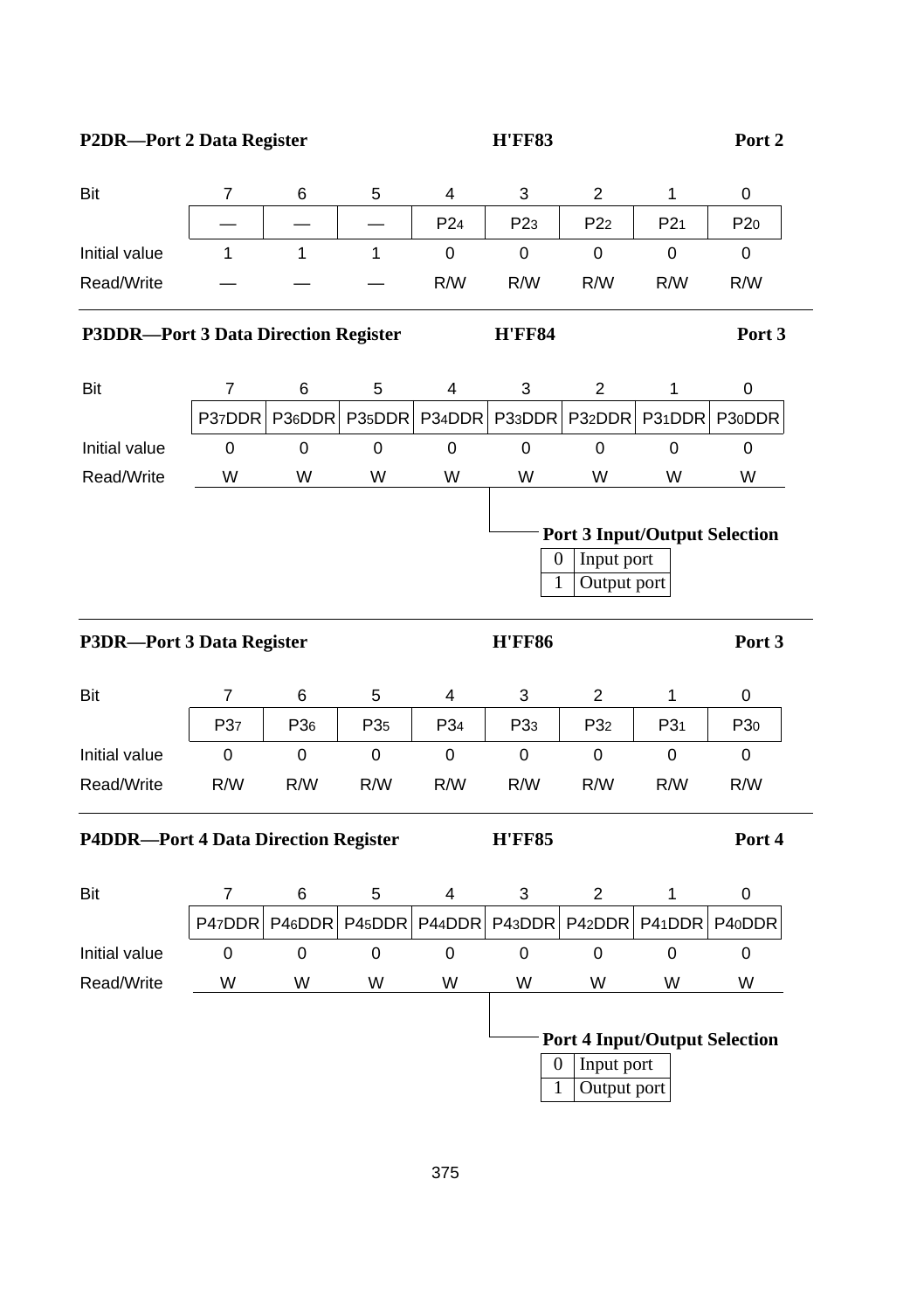**P2DR—Port 2 Data Register** | **H'FF83** | **Port 2**

| Bit | 7 | 6 | 5 | 4 | 3 | 2 | 1 | 0 |
|---|---|---|---|---|---|---|---|---|
| | — | — | — | $P2_4$ | $P2_3$ | $P2_2$ | $P2_1$ | $P2_0$ |
| Initial value | 1 | 1 | 1 | 0 | 0 | 0 | 0 | 0 |
| Read/Write | — | — | — | R/W | R/W | R/W | R/W | R/W |

**P3DDR—Port 3 Data Direction Register** | **H'FF84** | **Port 3**

| Bit | 7 | 6 | 5 | 4 | 3 | 2 | 1 | 0 |
|---|---|---|---|---|---|---|---|---|
| | $P3_7$DDR | $P3_6$DDR | $P3_5$DDR | $P3_4$DDR | $P3_3$DDR | $P3_2$DDR | $P3_1$DDR | $P3_0$DDR |
| Initial value | 0 | 0 | 0 | 0 | 0 | 0 | 0 | 0 |
| Read/Write | W | W | W | W | W | W | W | W |

**Port 3 Input/Output Selection**

| | |
|---|---|
| 0 | Input port |
| 1 | Output port |

**P3DR—Port 3 Data Register** | **H'FF86** | **Port 3**

| Bit | 7 | 6 | 5 | 4 | 3 | 2 | 1 | 0 |
|---|---|---|---|---|---|---|---|---|
| | $P3_7$ | $P3_6$ | $P3_5$ | $P3_4$ | $P3_3$ | $P3_2$ | $P3_1$ | $P3_0$ |
| Initial value | 0 | 0 | 0 | 0 | 0 | 0 | 0 | 0 |
| Read/Write | R/W | R/W | R/W | R/W | R/W | R/W | R/W | R/W |

**P4DDR—Port 4 Data Direction Register** | **H'FF85** | **Port 4**

| Bit | 7 | 6 | 5 | 4 | 3 | 2 | 1 | 0 |
|---|---|---|---|---|---|---|---|---|
| | $P4_7$DDR | $P4_6$DDR | $P4_5$DDR | $P4_4$DDR | $P4_3$DDR | $P4_2$DDR | $P4_1$DDR | $P4_0$DDR |
| Initial value | 0 | 0 | 0 | 0 | 0 | 0 | 0 | 0 |
| Read/Write | W | W | W | W | W | W | W | W |

**Port 4 Input/Output Selection**

| | |
|---|---|
| 0 | Input port |
| 1 | Output port |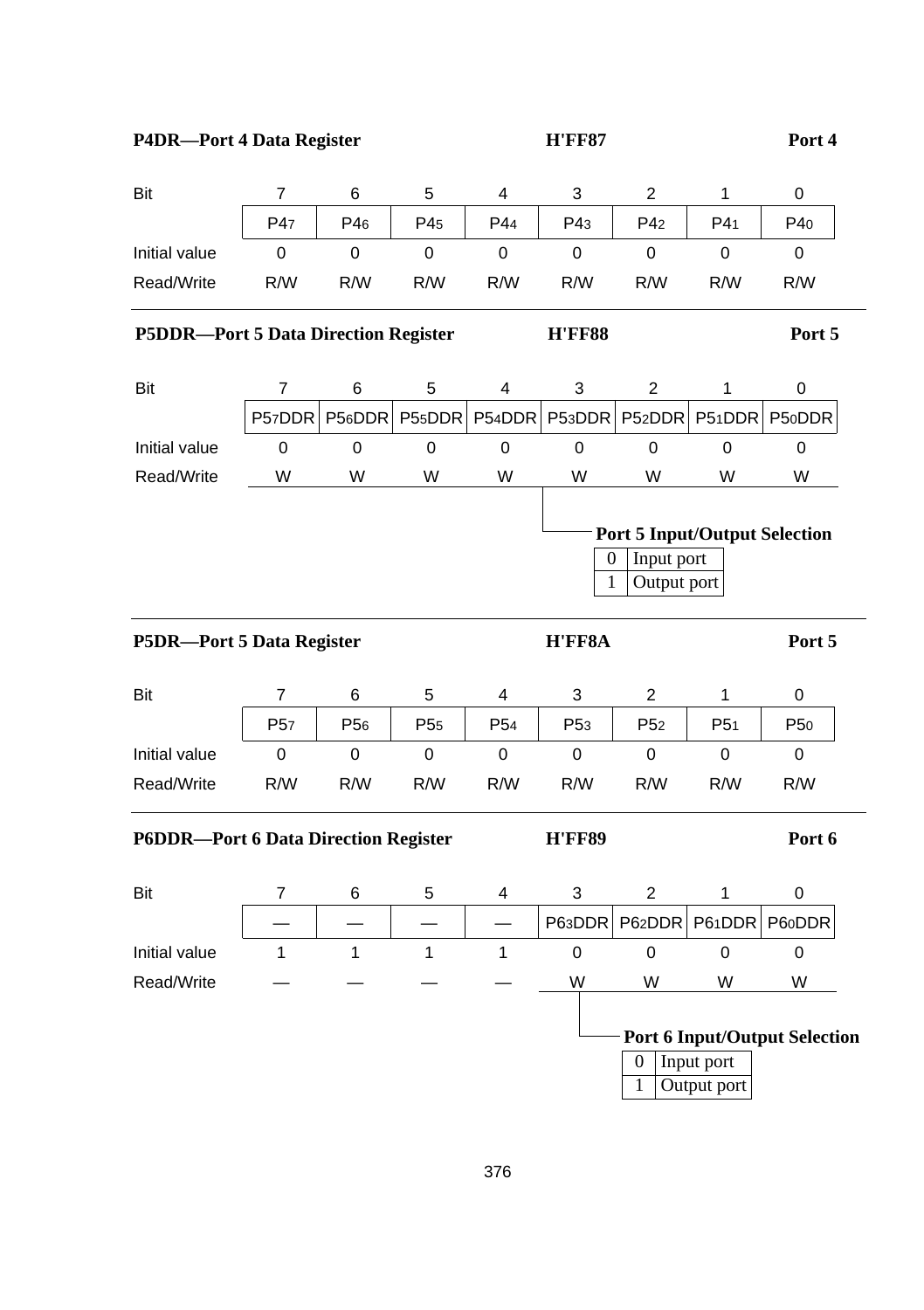**P4DR—Port 4 Data Register** H'FF87 **Port 4**

| Bit | 7 | 6 | 5 | 4 | 3 | 2 | 1 | 0 |
|---|---|---|---|---|---|---|---|---|
| | $P4_7$ | $P4_6$ | $P4_5$ | $P4_4$ | $P4_3$ | $P4_2$ | $P4_1$ | $P4_0$ |
| Initial value | 0 | 0 | 0 | 0 | 0 | 0 | 0 | 0 |
| Read/Write | R/W | R/W | R/W | R/W | R/W | R/W | R/W | R/W |

---

**P5DDR—Port 5 Data Direction Register** H'FF88 **Port 5**

| Bit | 7 | 6 | 5 | 4 | 3 | 2 | 1 | 0 |
|---|---|---|---|---|---|---|---|---|
| | $P5_7$DDR | $P5_6$DDR | $P5_5$DDR | $P5_4$DDR | $P5_3$DDR | $P5_2$DDR | $P5_1$DDR | $P5_0$DDR |
| Initial value | 0 | 0 | 0 | 0 | 0 | 0 | 0 | 0 |
| Read/Write | W | W | W | W | W | W | W | W |

**Port 5 Input/Output Selection**

| | |
|---|---|
| 0 | Input port |
| 1 | Output port |

---

**P5DR—Port 5 Data Register** H'FF8A **Port 5**

| Bit | 7 | 6 | 5 | 4 | 3 | 2 | 1 | 0 |
|---|---|---|---|---|---|---|---|---|
| | $P5_7$ | $P5_6$ | $P5_5$ | $P5_4$ | $P5_3$ | $P5_2$ | $P5_1$ | $P5_0$ |
| Initial value | 0 | 0 | 0 | 0 | 0 | 0 | 0 | 0 |
| Read/Write | R/W | R/W | R/W | R/W | R/W | R/W | R/W | R/W |

---

**P6DDR—Port 6 Data Direction Register** H'FF89 **Port 6**

| Bit | 7 | 6 | 5 | 4 | 3 | 2 | 1 | 0 |
|---|---|---|---|---|---|---|---|---|
| | — | — | — | — | $P6_3$DDR | $P6_2$DDR | $P6_1$DDR | $P6_0$DDR |
| Initial value | 1 | 1 | 1 | 1 | 0 | 0 | 0 | 0 |
| Read/Write | — | — | — | — | W | W | W | W |

**Port 6 Input/Output Selection**

| | |
|---|---|
| 0 | Input port |
| 1 | Output port |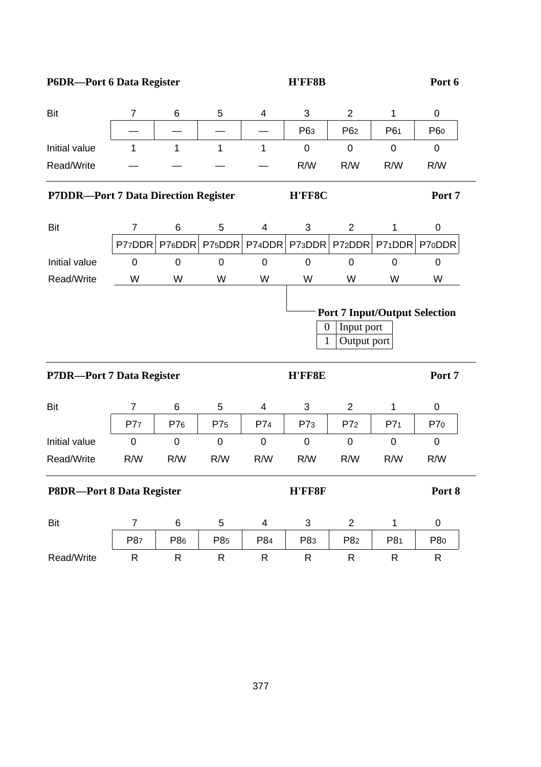**P6DR—Port 6 Data Register** H'FF8B **Port 6**

| Bit | 7 | 6 | 5 | 4 | 3 | 2 | 1 | 0 |
|---|---|---|---|---|---|---|---|---|
| | — | — | — | — | $P6_3$ | $P6_2$ | $P6_1$ | $P6_0$ |
| Initial value | 1 | 1 | 1 | 1 | 0 | 0 | 0 | 0 |
| Read/Write | — | — | — | — | R/W | R/W | R/W | R/W |

**P7DDR—Port 7 Data Direction Register** H'FF8C **Port 7**

| Bit | 7 | 6 | 5 | 4 | 3 | 2 | 1 | 0 |
|---|---|---|---|---|---|---|---|---|
| | $P7_7DDR$ | $P7_6DDR$ | $P7_5DDR$ | $P7_4DDR$ | $P7_3DDR$ | $P7_2DDR$ | $P7_1DDR$ | $P7_0DDR$ |
| Initial value | 0 | 0 | 0 | 0 | 0 | 0 | 0 | 0 |
| Read/Write | W | W | W | W | W | W | W | W |

**Port 7 Input/Output Selection**

| | |
|---|---|
| 0 | Input port |
| 1 | Output port |

**P7DR—Port 7 Data Register** H'FF8E **Port 7**

| Bit | 7 | 6 | 5 | 4 | 3 | 2 | 1 | 0 |
|---|---|---|---|---|---|---|---|---|
| | $P7_7$ | $P7_6$ | $P7_5$ | $P7_4$ | $P7_3$ | $P7_2$ | $P7_1$ | $P7_0$ |
| Initial value | 0 | 0 | 0 | 0 | 0 | 0 | 0 | 0 |
| Read/Write | R/W | R/W | R/W | R/W | R/W | R/W | R/W | R/W |

**P8DR—Port 8 Data Register** H'FF8F **Port 8**

| Bit | 7 | 6 | 5 | 4 | 3 | 2 | 1 | 0 |
|---|---|---|---|---|---|---|---|---|
| | $P8_7$ | $P8_6$ | $P8_5$ | $P8_4$ | $P8_3$ | $P8_2$ | $P8_1$ | $P8_0$ |
| Read/Write | R | R | R | R | R | R | R | R |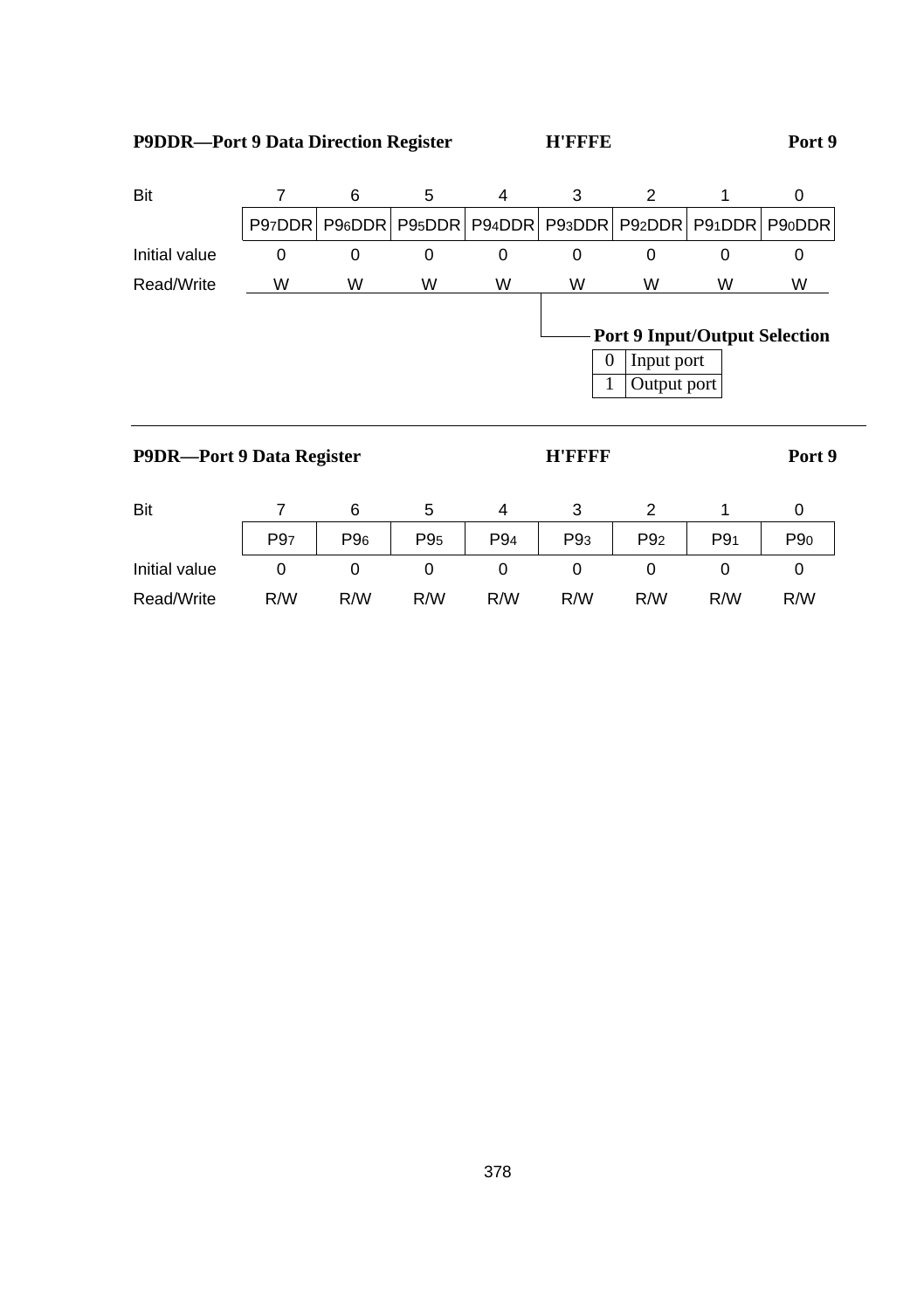**P9DDR—Port 9 Data Direction Register** H'FFFE Port 9

| Bit | 7 | 6 | 5 | 4 | 3 | 2 | 1 | 0 |
|---|---|---|---|---|---|---|---|---|
| | $P9_7DDR$ | $P9_6DDR$ | $P9_5DDR$ | $P9_4DDR$ | $P9_3DDR$ | $P9_2DDR$ | $P9_1DDR$ | $P9_0DDR$ |
| Initial value | 0 | 0 | 0 | 0 | 0 | 0 | 0 | 0 |
| Read/Write | W | W | W | W | W | W | W | W |

**Port 9 Input/Output Selection**

| | |
|---|---|
| 0 | Input port |
| 1 | Output port |

---

**P9DR—Port 9 Data Register** H'FFFF Port 9

| Bit | 7 | 6 | 5 | 4 | 3 | 2 | 1 | 0 |
|---|---|---|---|---|---|---|---|---|
| | $P9_7$ | $P9_6$ | $P9_5$ | $P9_4$ | $P9_3$ | $P9_2$ | $P9_1$ | $P9_0$ |
| Initial value | 0 | 0 | 0 | 0 | 0 | 0 | 0 | 0 |
| Read/Write | R/W | R/W | R/W | R/W | R/W | R/W | R/W | R/W |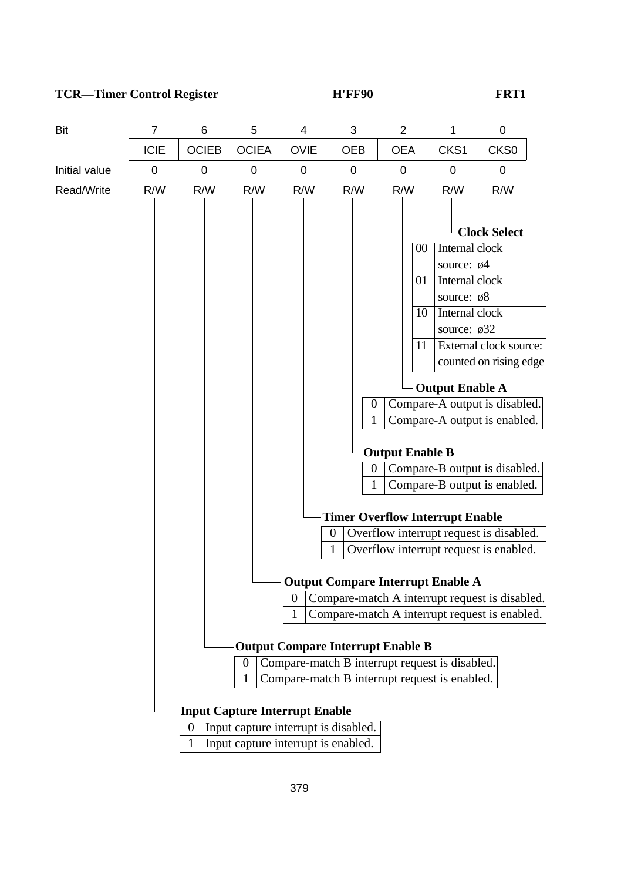**TCR—Timer Control Register** | **H'FF90** | **FRT1**

| Bit | 7 | 6 | 5 | 4 | 3 | 2 | 1 | 0 |
|---|---|---|---|---|---|---|---|---|
| | ICIE | OCIEB | OCIEA | OVIE | OEB | OEA | CKS1 | CKS0 |
| Initial value | 0 | 0 | 0 | 0 | 0 | 0 | 0 | 0 |
| Read/Write | R/W | R/W | R/W | R/W | R/W | R/W | R/W | R/W |

**Clock Select** (CKS1, CKS0)

| | |
|---|---|
| 00 | Internal clock source: ø4 |
| 01 | Internal clock source: ø8 |
| 10 | Internal clock source: ø32 |
| 11 | External clock source: counted on rising edge |

**Output Enable A** (OEA)

| | |
|---|---|
| 0 | Compare-A output is disabled. |
| 1 | Compare-A output is enabled. |

**Output Enable B** (OEB)

| | |
|---|---|
| 0 | Compare-B output is disabled. |
| 1 | Compare-B output is enabled. |

**Timer Overflow Interrupt Enable** (OVIE)

| | |
|---|---|
| 0 | Overflow interrupt request is disabled. |
| 1 | Overflow interrupt request is enabled. |

**Output Compare Interrupt Enable A** (OCIEA)

| | |
|---|---|
| 0 | Compare-match A interrupt request is disabled. |
| 1 | Compare-match A interrupt request is enabled. |

**Output Compare Interrupt Enable B** (OCIEB)

| | |
|---|---|
| 0 | Compare-match B interrupt request is disabled. |
| 1 | Compare-match B interrupt request is enabled. |

**Input Capture Interrupt Enable** (ICIE)

| | |
|---|---|
| 0 | Input capture interrupt is disabled. |
| 1 | Input capture interrupt is enabled. |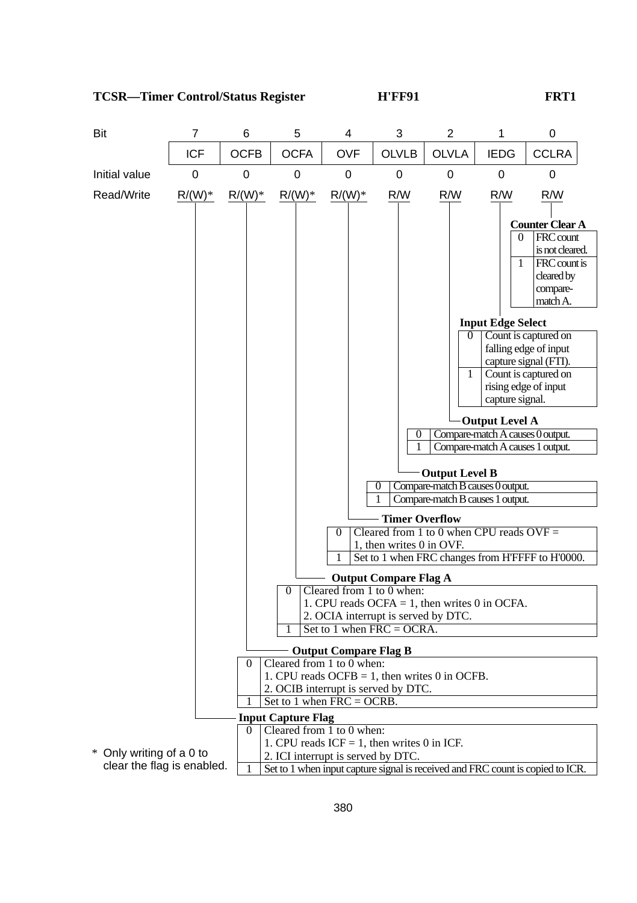**TCSR—Timer Control/Status Register    H'FF91    FRT1**

| Bit | 7 | 6 | 5 | 4 | 3 | 2 | 1 | 0 |
|---|---|---|---|---|---|---|---|---|
| | ICF | OCFB | OCFA | OVF | OLVLB | OLVLA | IEDG | CCLRA |
| Initial value | 0 | 0 | 0 | 0 | 0 | 0 | 0 | 0 |
| Read/Write | R/(W)* | R/(W)* | R/(W)* | R/(W)* | R/W | R/W | R/W | R/W |

**Counter Clear A**

| | |
|---|---|
| 0 | FRC count is not cleared. |
| 1 | FRC count is cleared by compare-match A. |

**Input Edge Select**

| | |
|---|---|
| 0 | Count is captured on falling edge of input capture signal (FTI). |
| 1 | Count is captured on rising edge of input capture signal. |

**Output Level A**

| | |
|---|---|
| 0 | Compare-match A causes 0 output. |
| 1 | Compare-match A causes 1 output. |

**Output Level B**

| | |
|---|---|
| 0 | Compare-match B causes 0 output. |
| 1 | Compare-match B causes 1 output. |

**Timer Overflow**

| | |
|---|---|
| 0 | Cleared from 1 to 0 when CPU reads OVF = 1, then writes 0 in OVF. |
| 1 | Set to 1 when FRC changes from H'FFFF to H'0000. |

**Output Compare Flag A**

| | |
|---|---|
| 0 | Cleared from 1 to 0 when:<br>1. CPU reads OCFA = 1, then writes 0 in OCFA.<br>2. OCIA interrupt is served by DTC. |
| 1 | Set to 1 when FRC = OCRA. |

**Output Compare Flag B**

| | |
|---|---|
| 0 | Cleared from 1 to 0 when:<br>1. CPU reads OCFB = 1, then writes 0 in OCFB.<br>2. OCIB interrupt is served by DTC. |
| 1 | Set to 1 when FRC = OCRB. |

**Input Capture Flag**

| | |
|---|---|
| 0 | Cleared from 1 to 0 when:<br>1. CPU reads ICF = 1, then writes 0 in ICF.<br>2. ICI interrupt is served by DTC. |
| 1 | Set to 1 when input capture signal is received and FRC count is copied to ICR. |

\* Only writing of a 0 to clear the flag is enabled.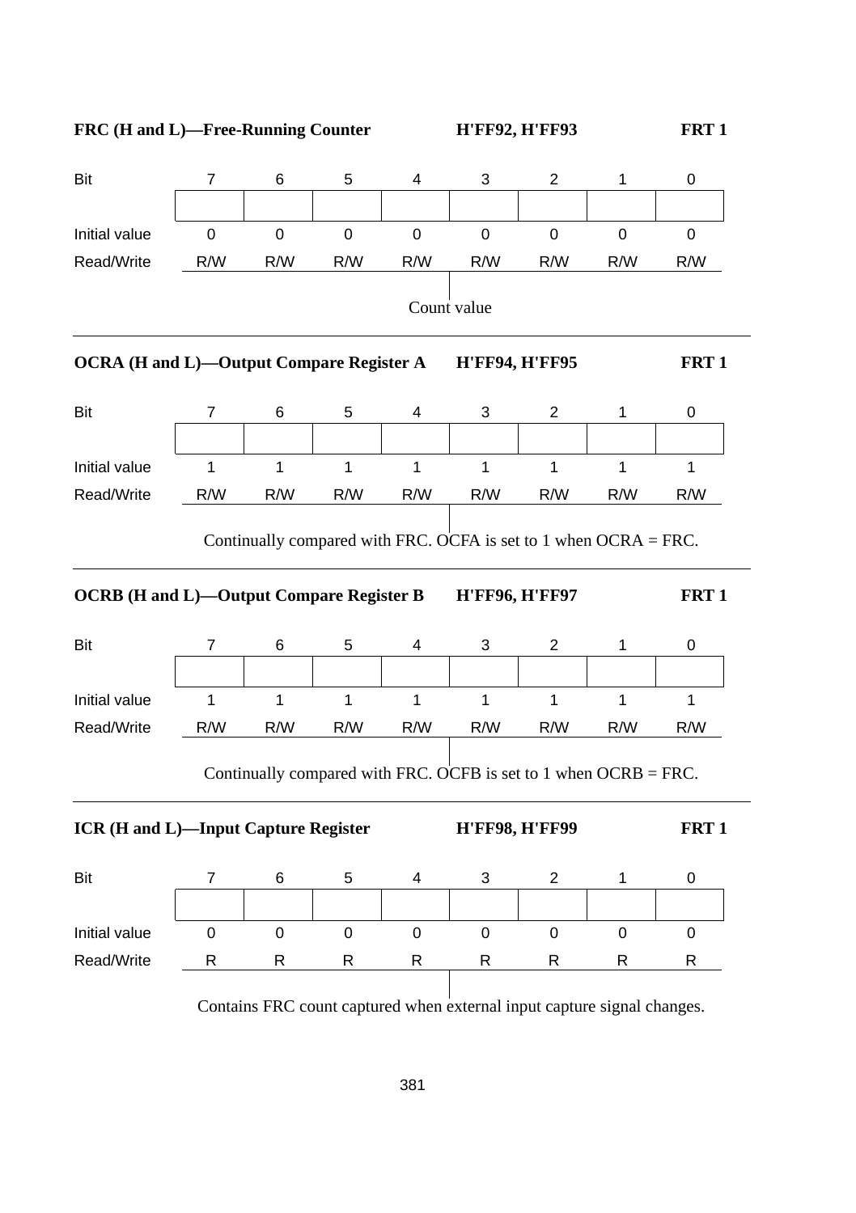**FRC (H and L)—Free-Running Counter** H'FF92, H'FF93 **FRT 1**

| Bit | 7 | 6 | 5 | 4 | 3 | 2 | 1 | 0 |
|---|---|---|---|---|---|---|---|---|
| | | | | | | | | |
| Initial value | 0 | 0 | 0 | 0 | 0 | 0 | 0 | 0 |
| Read/Write | R/W | R/W | R/W | R/W | R/W | R/W | R/W | R/W |

Count value

---

**OCRA (H and L)—Output Compare Register A** H'FF94, H'FF95 **FRT 1**

| Bit | 7 | 6 | 5 | 4 | 3 | 2 | 1 | 0 |
|---|---|---|---|---|---|---|---|---|
| | | | | | | | | |
| Initial value | 1 | 1 | 1 | 1 | 1 | 1 | 1 | 1 |
| Read/Write | R/W | R/W | R/W | R/W | R/W | R/W | R/W | R/W |

Continually compared with FRC. OCFA is set to 1 when OCRA = FRC.

---

**OCRB (H and L)—Output Compare Register B** H'FF96, H'FF97 **FRT 1**

| Bit | 7 | 6 | 5 | 4 | 3 | 2 | 1 | 0 |
|---|---|---|---|---|---|---|---|---|
| | | | | | | | | |
| Initial value | 1 | 1 | 1 | 1 | 1 | 1 | 1 | 1 |
| Read/Write | R/W | R/W | R/W | R/W | R/W | R/W | R/W | R/W |

Continually compared with FRC. OCFB is set to 1 when OCRB = FRC.

---

**ICR (H and L)—Input Capture Register** H'FF98, H'FF99 **FRT 1**

| Bit | 7 | 6 | 5 | 4 | 3 | 2 | 1 | 0 |
|---|---|---|---|---|---|---|---|---|
| | | | | | | | | |
| Initial value | 0 | 0 | 0 | 0 | 0 | 0 | 0 | 0 |
| Read/Write | R | R | R | R | R | R | R | R |

Contains FRC count captured when external input capture signal changes.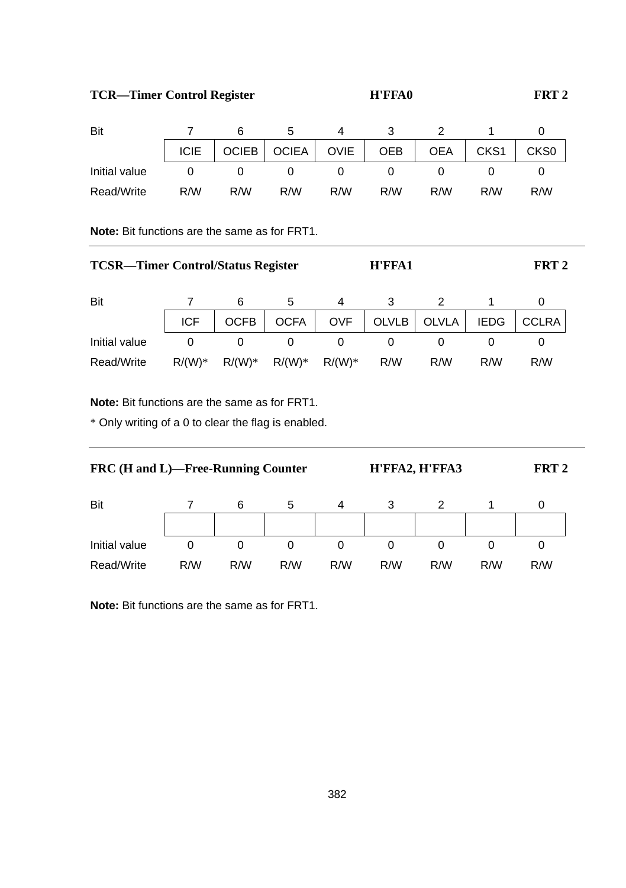## TCR—Timer Control Register — H'FFA0 — FRT 2

| Bit | 7 | 6 | 5 | 4 | 3 | 2 | 1 | 0 |
|---|---|---|---|---|---|---|---|---|
| | ICIE | OCIEB | OCIEA | OVIE | OEB | OEA | CKS1 | CKS0 |
| Initial value | 0 | 0 | 0 | 0 | 0 | 0 | 0 | 0 |
| Read/Write | R/W | R/W | R/W | R/W | R/W | R/W | R/W | R/W |

**Note:** Bit functions are the same as for FRT1.

---

## TCSR—Timer Control/Status Register — H'FFA1 — FRT 2

| Bit | 7 | 6 | 5 | 4 | 3 | 2 | 1 | 0 |
|---|---|---|---|---|---|---|---|---|
| | ICF | OCFB | OCFA | OVF | OLVLB | OLVLA | IEDG | CCLRA |
| Initial value | 0 | 0 | 0 | 0 | 0 | 0 | 0 | 0 |
| Read/Write | R/(W)* | R/(W)* | R/(W)* | R/(W)* | R/W | R/W | R/W | R/W |

**Note:** Bit functions are the same as for FRT1.

* Only writing of a 0 to clear the flag is enabled.

---

## FRC (H and L)—Free-Running Counter — H'FFA2, H'FFA3 — FRT 2

| Bit | 7 | 6 | 5 | 4 | 3 | 2 | 1 | 0 |
|---|---|---|---|---|---|---|---|---|
| | | | | | | | | |
| Initial value | 0 | 0 | 0 | 0 | 0 | 0 | 0 | 0 |
| Read/Write | R/W | R/W | R/W | R/W | R/W | R/W | R/W | R/W |

**Note:** Bit functions are the same as for FRT1.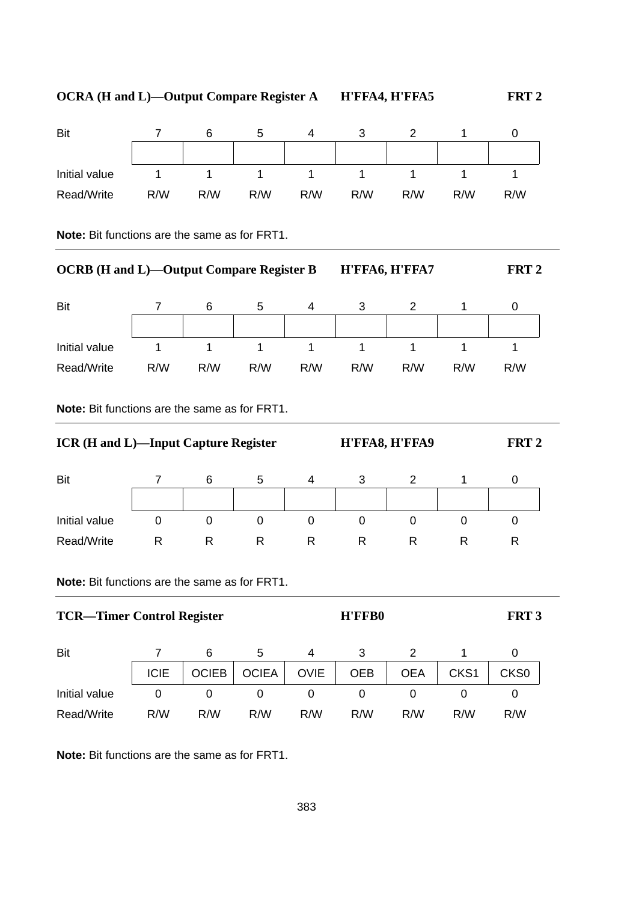**OCRA (H and L)—Output Compare Register A H'FFA4, H'FFA5 FRT 2**

| Bit | 7 | 6 | 5 | 4 | 3 | 2 | 1 | 0 |
|---|---|---|---|---|---|---|---|---|
| | | | | | | | | |
| Initial value | 1 | 1 | 1 | 1 | 1 | 1 | 1 | 1 |
| Read/Write | R/W | R/W | R/W | R/W | R/W | R/W | R/W | R/W |

**Note:** Bit functions are the same as for FRT1.

---

**OCRB (H and L)—Output Compare Register B H'FFA6, H'FFA7 FRT 2**

| Bit | 7 | 6 | 5 | 4 | 3 | 2 | 1 | 0 |
|---|---|---|---|---|---|---|---|---|
| | | | | | | | | |
| Initial value | 1 | 1 | 1 | 1 | 1 | 1 | 1 | 1 |
| Read/Write | R/W | R/W | R/W | R/W | R/W | R/W | R/W | R/W |

**Note:** Bit functions are the same as for FRT1.

---

**ICR (H and L)—Input Capture Register H'FFA8, H'FFA9 FRT 2**

| Bit | 7 | 6 | 5 | 4 | 3 | 2 | 1 | 0 |
|---|---|---|---|---|---|---|---|---|
| | | | | | | | | |
| Initial value | 0 | 0 | 0 | 0 | 0 | 0 | 0 | 0 |
| Read/Write | R | R | R | R | R | R | R | R |

**Note:** Bit functions are the same as for FRT1.

---

**TCR—Timer Control Register H'FFB0 FRT 3**

| Bit | 7 | 6 | 5 | 4 | 3 | 2 | 1 | 0 |
|---|---|---|---|---|---|---|---|---|
| | ICIE | OCIEB | OCIEA | OVIE | OEB | OEA | CKS1 | CKS0 |
| Initial value | 0 | 0 | 0 | 0 | 0 | 0 | 0 | 0 |
| Read/Write | R/W | R/W | R/W | R/W | R/W | R/W | R/W | R/W |

**Note:** Bit functions are the same as for FRT1.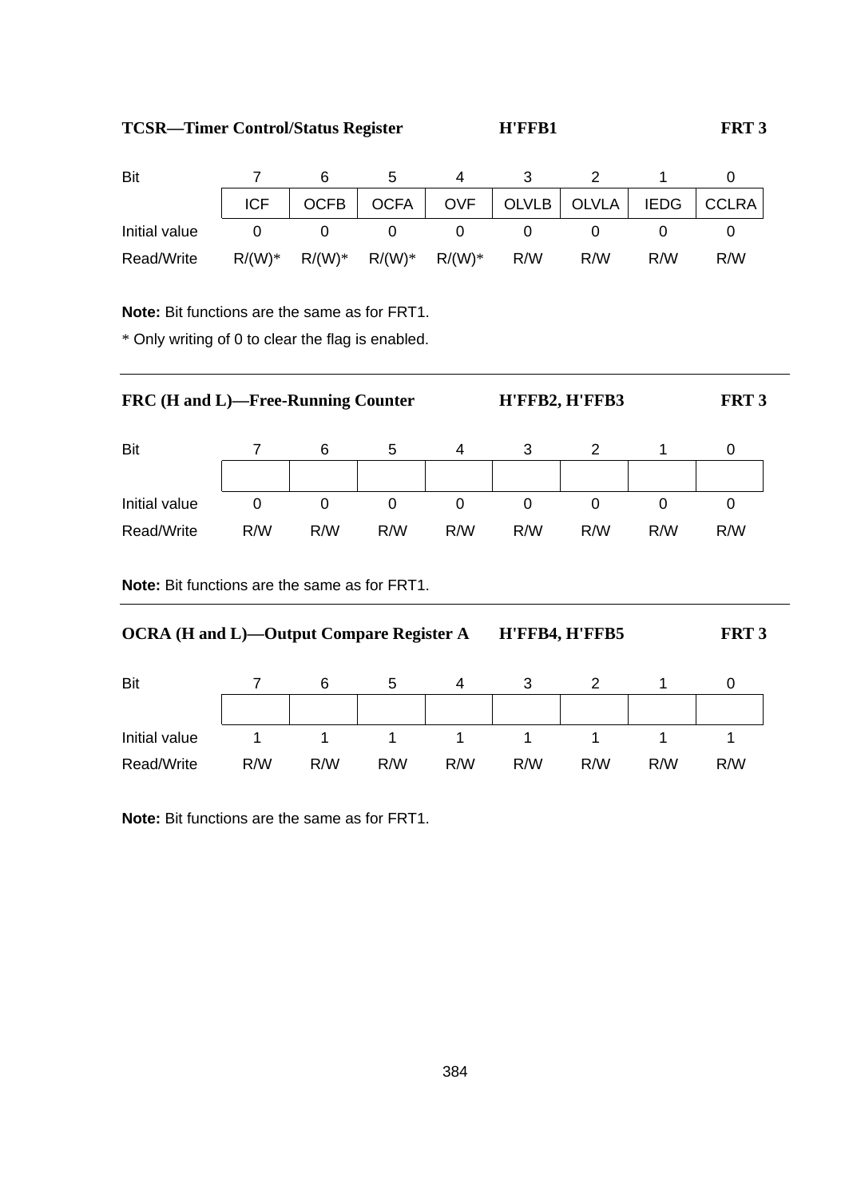**TCSR—Timer Control/Status Register** H'FFB1 FRT 3

| Bit | 7 | 6 | 5 | 4 | 3 | 2 | 1 | 0 |
|---|---|---|---|---|---|---|---|---|
| | ICF | OCFB | OCFA | OVF | OLVLB | OLVLA | IEDG | CCLRA |
| Initial value | 0 | 0 | 0 | 0 | 0 | 0 | 0 | 0 |
| Read/Write | R/(W)* | R/(W)* | R/(W)* | R/(W)* | R/W | R/W | R/W | R/W |

**Note:** Bit functions are the same as for FRT1.

* Only writing of 0 to clear the flag is enabled.

---

**FRC (H and L)—Free-Running Counter** H'FFB2, H'FFB3 FRT 3

| Bit | 7 | 6 | 5 | 4 | 3 | 2 | 1 | 0 |
|---|---|---|---|---|---|---|---|---|
| | | | | | | | | |
| Initial value | 0 | 0 | 0 | 0 | 0 | 0 | 0 | 0 |
| Read/Write | R/W | R/W | R/W | R/W | R/W | R/W | R/W | R/W |

**Note:** Bit functions are the same as for FRT1.

---

**OCRA (H and L)—Output Compare Register A** H'FFB4, H'FFB5 FRT 3

| Bit | 7 | 6 | 5 | 4 | 3 | 2 | 1 | 0 |
|---|---|---|---|---|---|---|---|---|
| | | | | | | | | |
| Initial value | 1 | 1 | 1 | 1 | 1 | 1 | 1 | 1 |
| Read/Write | R/W | R/W | R/W | R/W | R/W | R/W | R/W | R/W |

**Note:** Bit functions are the same as for FRT1.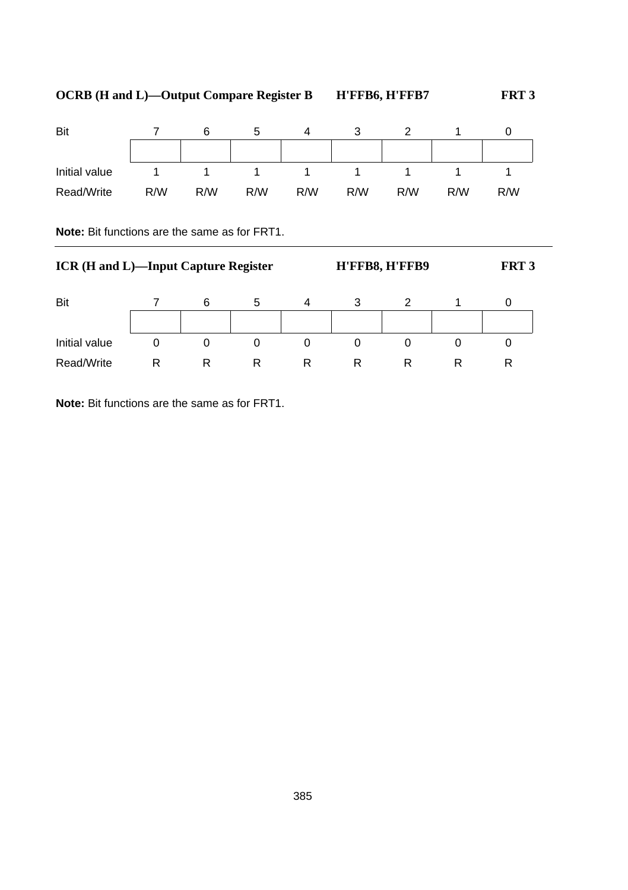### OCRB (H and L)—Output Compare Register B　　H'FFB6, H'FFB7　　FRT 3

| Bit | 7 | 6 | 5 | 4 | 3 | 2 | 1 | 0 |
|---|---|---|---|---|---|---|---|---|
| | | | | | | | | |
| Initial value | 1 | 1 | 1 | 1 | 1 | 1 | 1 | 1 |
| Read/Write | R/W | R/W | R/W | R/W | R/W | R/W | R/W | R/W |

**Note:** Bit functions are the same as for FRT1.

---

### ICR (H and L)—Input Capture Register　　H'FFB8, H'FFB9　　FRT 3

| Bit | 7 | 6 | 5 | 4 | 3 | 2 | 1 | 0 |
|---|---|---|---|---|---|---|---|---|
| | | | | | | | | |
| Initial value | 0 | 0 | 0 | 0 | 0 | 0 | 0 | 0 |
| Read/Write | R | R | R | R | R | R | R | R |

**Note:** Bit functions are the same as for FRT1.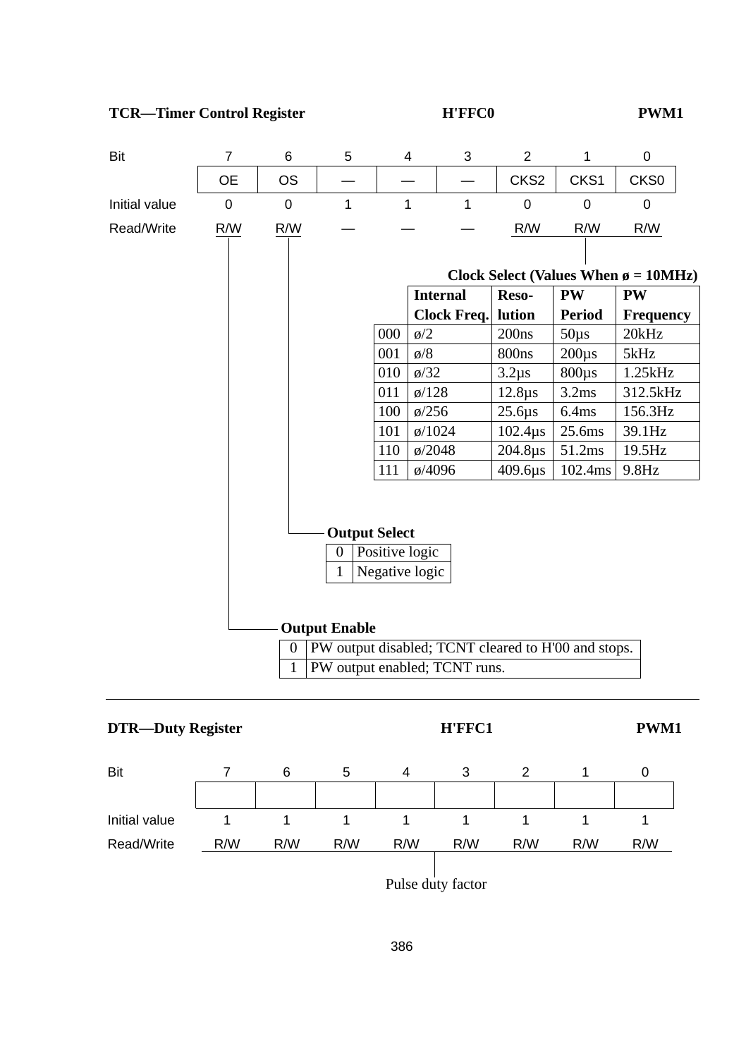**TCR—Timer Control Register** H'FFC0 **PWM1**

| Bit | 7 | 6 | 5 | 4 | 3 | 2 | 1 | 0 |
|---|---|---|---|---|---|---|---|---|
| | OE | OS | — | — | — | CKS2 | CKS1 | CKS0 |
| Initial value | 0 | 0 | 1 | 1 | 1 | 0 | 0 | 0 |
| Read/Write | R/W | R/W | — | — | — | R/W | R/W | R/W |

**Clock Select (Values When ø = 10MHz)**

| | Internal Clock Freq. | Reso- lution | PW Period | PW Frequency |
|---|---|---|---|---|
| 000 | ø/2 | 200ns | 50µs | 20kHz |
| 001 | ø/8 | 800ns | 200µs | 5kHz |
| 010 | ø/32 | 3.2µs | 800µs | 1.25kHz |
| 011 | ø/128 | 12.8µs | 3.2ms | 312.5kHz |
| 100 | ø/256 | 25.6µs | 6.4ms | 156.3Hz |
| 101 | ø/1024 | 102.4µs | 25.6ms | 39.1Hz |
| 110 | ø/2048 | 204.8µs | 51.2ms | 19.5Hz |
| 111 | ø/4096 | 409.6µs | 102.4ms | 9.8Hz |

**Output Select**

| | |
|---|---|
| 0 | Positive logic |
| 1 | Negative logic |

**Output Enable**

| | |
|---|---|
| 0 | PW output disabled; TCNT cleared to H'00 and stops. |
| 1 | PW output enabled; TCNT runs. |

---

**DTR—Duty Register** H'FFC1 **PWM1**

| Bit | 7 | 6 | 5 | 4 | 3 | 2 | 1 | 0 |
|---|---|---|---|---|---|---|---|---|
| | | | | | | | | |
| Initial value | 1 | 1 | 1 | 1 | 1 | 1 | 1 | 1 |
| Read/Write | R/W | R/W | R/W | R/W | R/W | R/W | R/W | R/W |

Pulse duty factor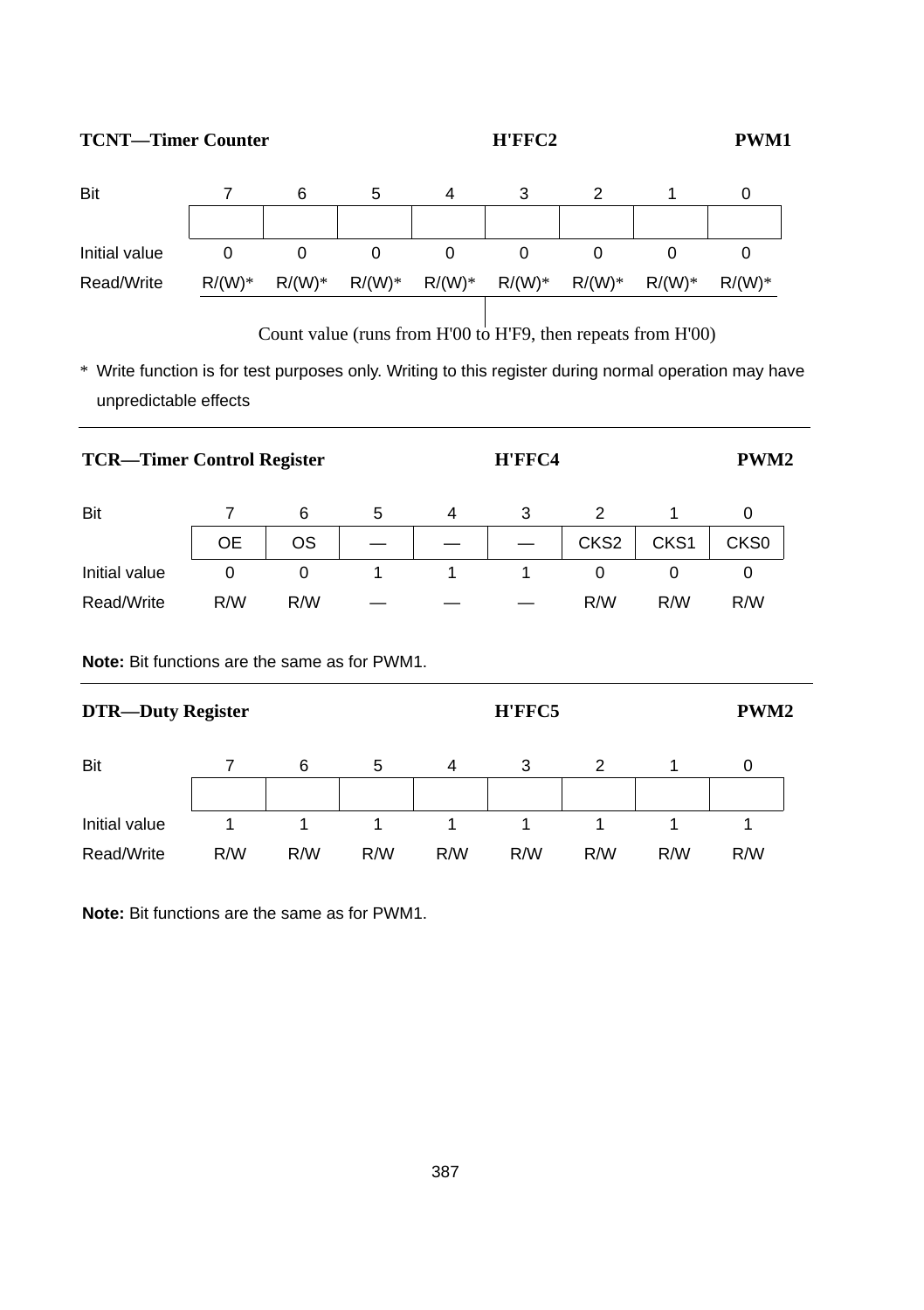**TCNT—Timer Counter** H'FFC2 **PWM1**

| Bit | 7 | 6 | 5 | 4 | 3 | 2 | 1 | 0 |
|---|---|---|---|---|---|---|---|---|
| | | | | | | | | |
| Initial value | 0 | 0 | 0 | 0 | 0 | 0 | 0 | 0 |
| Read/Write | R/(W)* | R/(W)* | R/(W)* | R/(W)* | R/(W)* | R/(W)* | R/(W)* | R/(W)* |

Count value (runs from H'00 to H'F9, then repeats from H'00)

\* Write function is for test purposes only. Writing to this register during normal operation may have unpredictable effects

---

**TCR—Timer Control Register** H'FFC4 **PWM2**

| Bit | 7 | 6 | 5 | 4 | 3 | 2 | 1 | 0 |
|---|---|---|---|---|---|---|---|---|
| | OE | OS | — | — | — | CKS2 | CKS1 | CKS0 |
| Initial value | 0 | 0 | 1 | 1 | 1 | 0 | 0 | 0 |
| Read/Write | R/W | R/W | — | — | — | R/W | R/W | R/W |

**Note:** Bit functions are the same as for PWM1.

---

**DTR—Duty Register** H'FFC5 **PWM2**

| Bit | 7 | 6 | 5 | 4 | 3 | 2 | 1 | 0 |
|---|---|---|---|---|---|---|---|---|
| | | | | | | | | |
| Initial value | 1 | 1 | 1 | 1 | 1 | 1 | 1 | 1 |
| Read/Write | R/W | R/W | R/W | R/W | R/W | R/W | R/W | R/W |

**Note:** Bit functions are the same as for PWM1.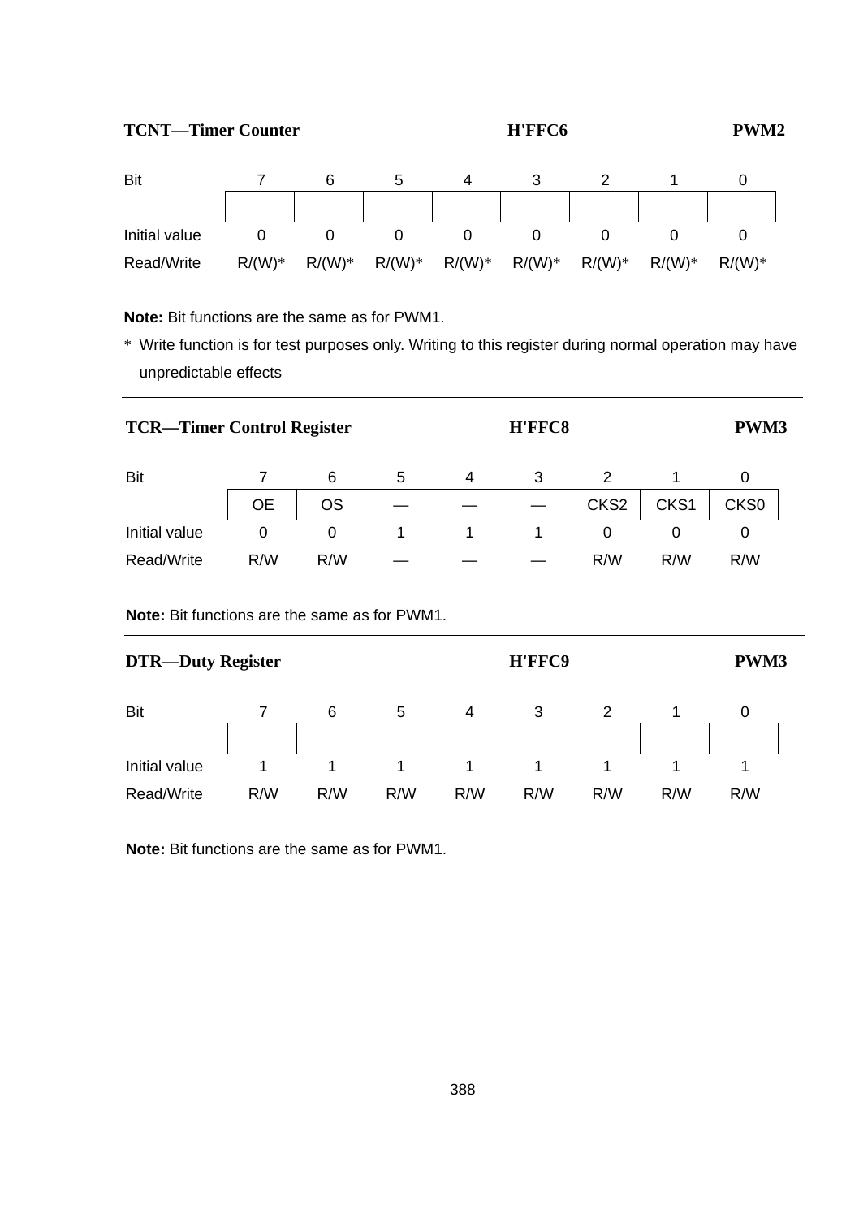**TCNT—Timer Counter** H'FFC6 **PWM2**

| Bit | 7 | 6 | 5 | 4 | 3 | 2 | 1 | 0 |
|---|---|---|---|---|---|---|---|---|
| | | | | | | | | |
| Initial value | 0 | 0 | 0 | 0 | 0 | 0 | 0 | 0 |
| Read/Write | R/(W)* | R/(W)* | R/(W)* | R/(W)* | R/(W)* | R/(W)* | R/(W)* | R/(W)* |

**Note:** Bit functions are the same as for PWM1.

\* Write function is for test purposes only. Writing to this register during normal operation may have unpredictable effects

---

**TCR—Timer Control Register** H'FFC8 **PWM3**

| Bit | 7 | 6 | 5 | 4 | 3 | 2 | 1 | 0 |
|---|---|---|---|---|---|---|---|---|
| | OE | OS | — | — | — | CKS2 | CKS1 | CKS0 |
| Initial value | 0 | 0 | 1 | 1 | 1 | 0 | 0 | 0 |
| Read/Write | R/W | R/W | — | — | — | R/W | R/W | R/W |

**Note:** Bit functions are the same as for PWM1.

---

**DTR—Duty Register** H'FFC9 **PWM3**

| Bit | 7 | 6 | 5 | 4 | 3 | 2 | 1 | 0 |
|---|---|---|---|---|---|---|---|---|
| | | | | | | | | |
| Initial value | 1 | 1 | 1 | 1 | 1 | 1 | 1 | 1 |
| Read/Write | R/W | R/W | R/W | R/W | R/W | R/W | R/W | R/W |

**Note:** Bit functions are the same as for PWM1.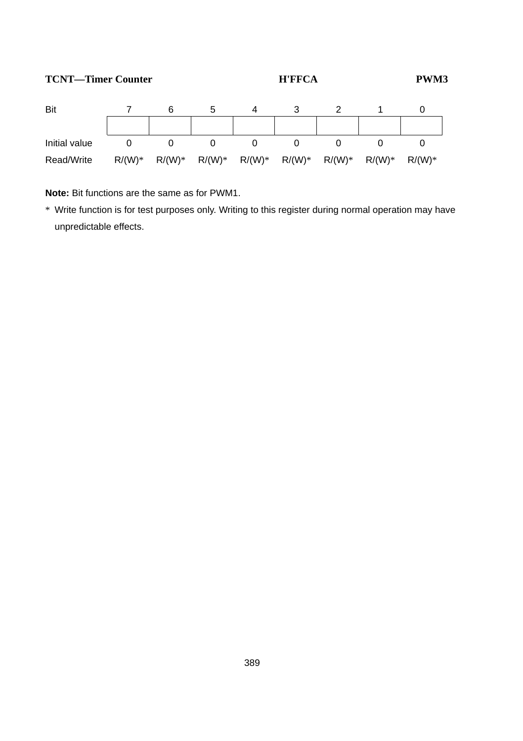**TCNT—Timer Counter** **H'FFCA** **PWM3**

| Bit | 7 | 6 | 5 | 4 | 3 | 2 | 1 | 0 |
|---|---|---|---|---|---|---|---|---|
| | | | | | | | | |
| Initial value | 0 | 0 | 0 | 0 | 0 | 0 | 0 | 0 |
| Read/Write | R/(W)* | R/(W)* | R/(W)* | R/(W)* | R/(W)* | R/(W)* | R/(W)* | R/(W)* |

**Note:** Bit functions are the same as for PWM1.

\* Write function is for test purposes only. Writing to this register during normal operation may have unpredictable effects.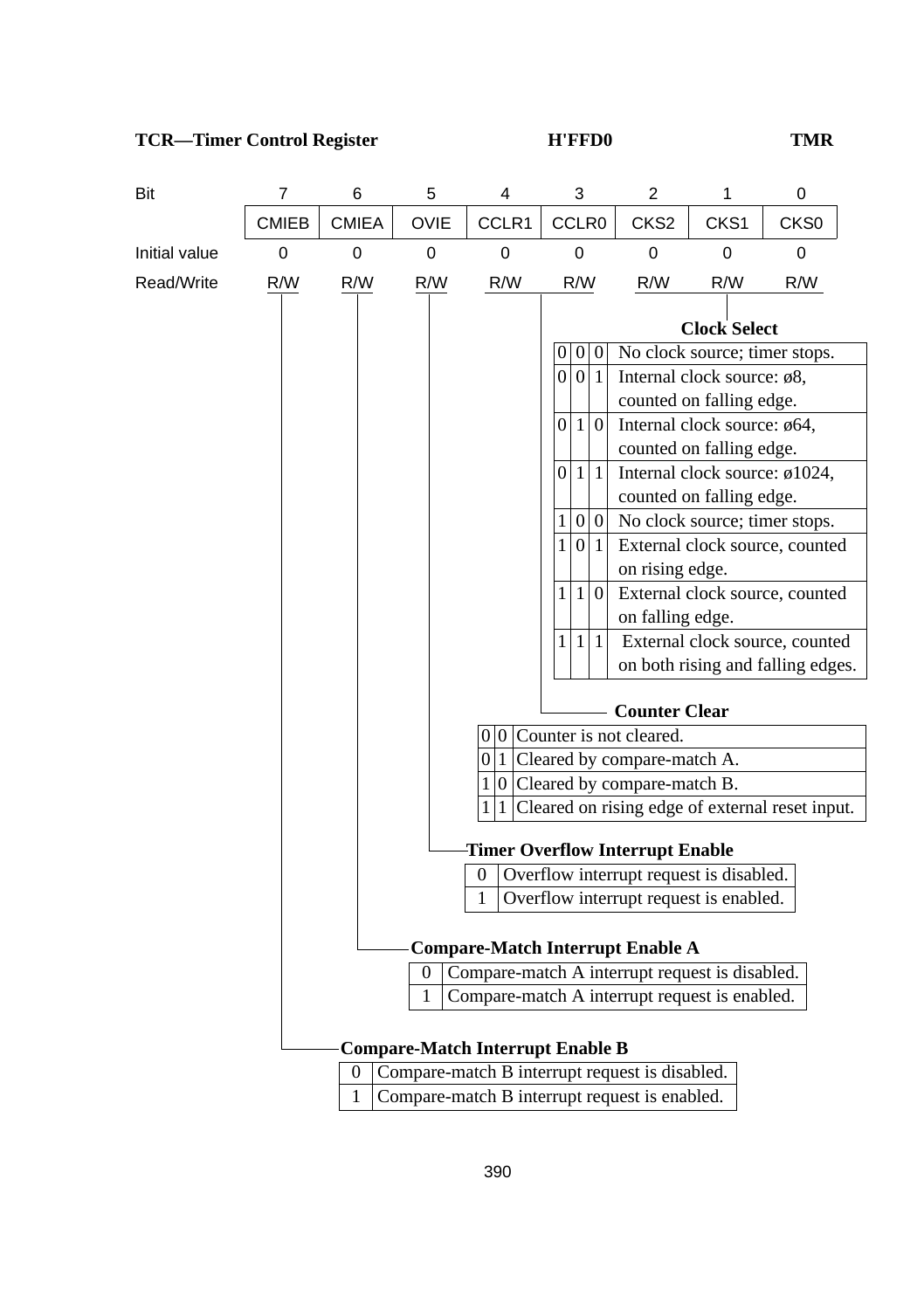**TCR—Timer Control Register** **H'FFD0** **TMR**

| Bit | 7 | 6 | 5 | 4 | 3 | 2 | 1 | 0 |
|---|---|---|---|---|---|---|---|---|
| | CMIEB | CMIEA | OVIE | CCLR1 | CCLR0 | CKS2 | CKS1 | CKS0 |
| Initial value | 0 | 0 | 0 | 0 | 0 | 0 | 0 | 0 |
| Read/Write | R/W | R/W | R/W | R/W | R/W | R/W | R/W | R/W |

**Clock Select**

| CKS2 | CKS1 | CKS0 | Description |
|---|---|---|---|
| 0 | 0 | 0 | No clock source; timer stops. |
| 0 | 0 | 1 | Internal clock source: ø8, counted on falling edge. |
| 0 | 1 | 0 | Internal clock source: ø64, counted on falling edge. |
| 0 | 1 | 1 | Internal clock source: ø1024, counted on falling edge. |
| 1 | 0 | 0 | No clock source; timer stops. |
| 1 | 0 | 1 | External clock source, counted on rising edge. |
| 1 | 1 | 0 | External clock source, counted on falling edge. |
| 1 | 1 | 1 | External clock source, counted on both rising and falling edges. |

**Counter Clear**

| CCLR1 | CCLR0 | Description |
|---|---|---|
| 0 | 0 | Counter is not cleared. |
| 0 | 1 | Cleared by compare-match A. |
| 1 | 0 | Cleared by compare-match B. |
| 1 | 1 | Cleared on rising edge of external reset input. |

**Timer Overflow Interrupt Enable**

| OVIE | Description |
|---|---|
| 0 | Overflow interrupt request is disabled. |
| 1 | Overflow interrupt request is enabled. |

**Compare-Match Interrupt Enable A**

| CMIEA | Description |
|---|---|
| 0 | Compare-match A interrupt request is disabled. |
| 1 | Compare-match A interrupt request is enabled. |

**Compare-Match Interrupt Enable B**

| CMIEB | Description |
|---|---|
| 0 | Compare-match B interrupt request is disabled. |
| 1 | Compare-match B interrupt request is enabled. |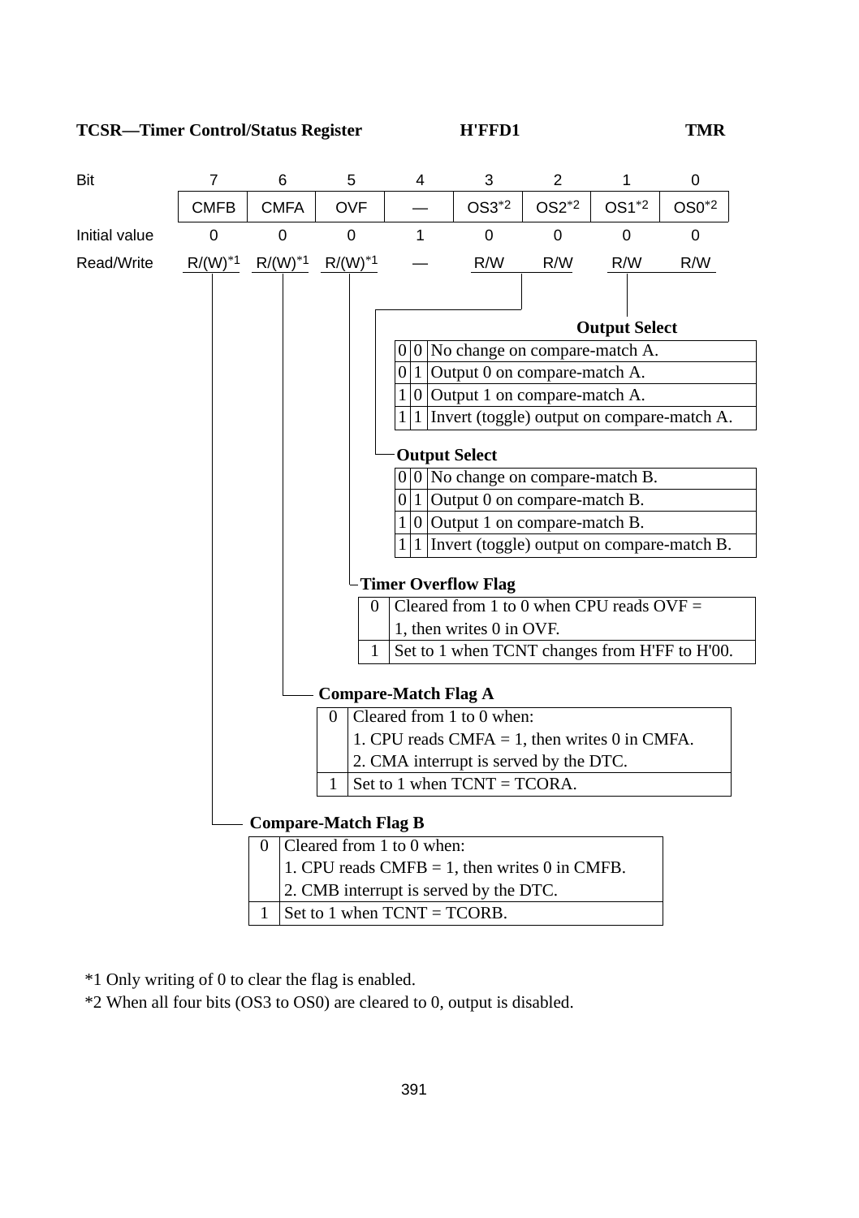**TCSR—Timer Control/Status Register H'FFD1 TMR**

| Bit | 7 | 6 | 5 | 4 | 3 | 2 | 1 | 0 |
|---|---|---|---|---|---|---|---|---|
| | CMFB | CMFA | OVF | — | OS3*2 | OS2*2 | OS1*2 | OS0*2 |
| Initial value | 0 | 0 | 0 | 1 | 0 | 0 | 0 | 0 |
| Read/Write | R/(W)*1 | R/(W)*1 | R/(W)*1 | — | R/W | R/W | R/W | R/W |

**Output Select** (OS1, OS0)

| OS1 | OS0 | Description |
|---|---|---|
| 0 | 0 | No change on compare-match A. |
| 0 | 1 | Output 0 on compare-match A. |
| 1 | 0 | Output 1 on compare-match A. |
| 1 | 1 | Invert (toggle) output on compare-match A. |

**Output Select** (OS3, OS2)

| OS3 | OS2 | Description |
|---|---|---|
| 0 | 0 | No change on compare-match B. |
| 0 | 1 | Output 0 on compare-match B. |
| 1 | 0 | Output 1 on compare-match B. |
| 1 | 1 | Invert (toggle) output on compare-match B. |

**Timer Overflow Flag**

| OVF | Description |
|---|---|
| 0 | Cleared from 1 to 0 when CPU reads OVF = 1, then writes 0 in OVF. |
| 1 | Set to 1 when TCNT changes from H'FF to H'00. |

**Compare-Match Flag A**

| CMFA | Description |
|---|---|
| 0 | Cleared from 1 to 0 when:<br>1. CPU reads CMFA = 1, then writes 0 in CMFA.<br>2. CMA interrupt is served by the DTC. |
| 1 | Set to 1 when TCNT = TCORA. |

**Compare-Match Flag B**

| CMFB | Description |
|---|---|
| 0 | Cleared from 1 to 0 when:<br>1. CPU reads CMFB = 1, then writes 0 in CMFB.<br>2. CMB interrupt is served by the DTC. |
| 1 | Set to 1 when TCNT = TCORB. |

*1 Only writing of 0 to clear the flag is enabled.

*2 When all four bits (OS3 to OS0) are cleared to 0, output is disabled.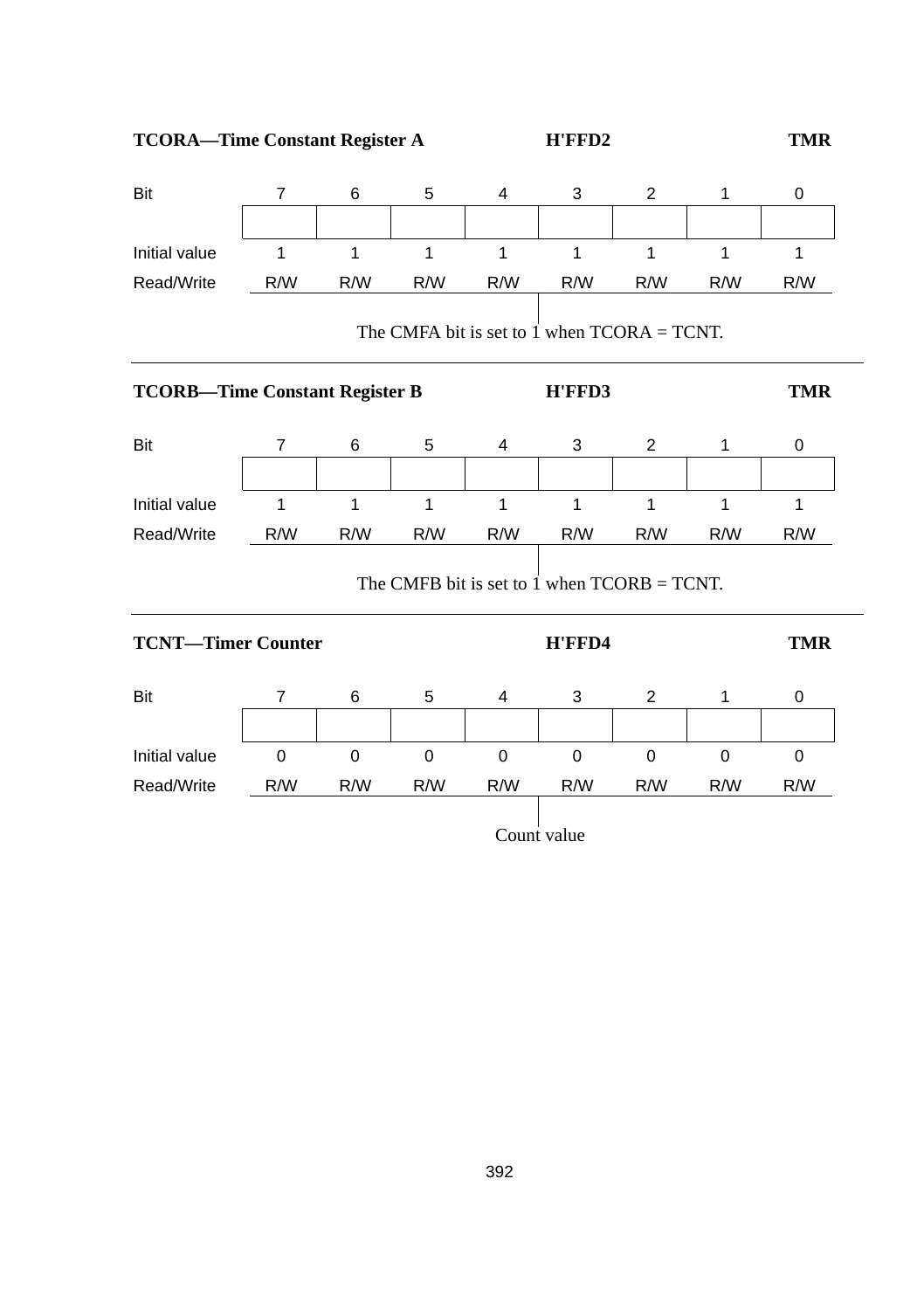**TCORA—Time Constant Register A** H'FFD2 **TMR**

| Bit | 7 | 6 | 5 | 4 | 3 | 2 | 1 | 0 |
|---|---|---|---|---|---|---|---|---|
| | | | | | | | | |
| Initial value | 1 | 1 | 1 | 1 | 1 | 1 | 1 | 1 |
| Read/Write | R/W | R/W | R/W | R/W | R/W | R/W | R/W | R/W |

The CMFA bit is set to 1 when TCORA = TCNT.

---

**TCORB—Time Constant Register B** H'FFD3 **TMR**

| Bit | 7 | 6 | 5 | 4 | 3 | 2 | 1 | 0 |
|---|---|---|---|---|---|---|---|---|
| | | | | | | | | |
| Initial value | 1 | 1 | 1 | 1 | 1 | 1 | 1 | 1 |
| Read/Write | R/W | R/W | R/W | R/W | R/W | R/W | R/W | R/W |

The CMFB bit is set to 1 when TCORB = TCNT.

---

**TCNT—Timer Counter** H'FFD4 **TMR**

| Bit | 7 | 6 | 5 | 4 | 3 | 2 | 1 | 0 |
|---|---|---|---|---|---|---|---|---|
| | | | | | | | | |
| Initial value | 0 | 0 | 0 | 0 | 0 | 0 | 0 | 0 |
| Read/Write | R/W | R/W | R/W | R/W | R/W | R/W | R/W | R/W |

Count value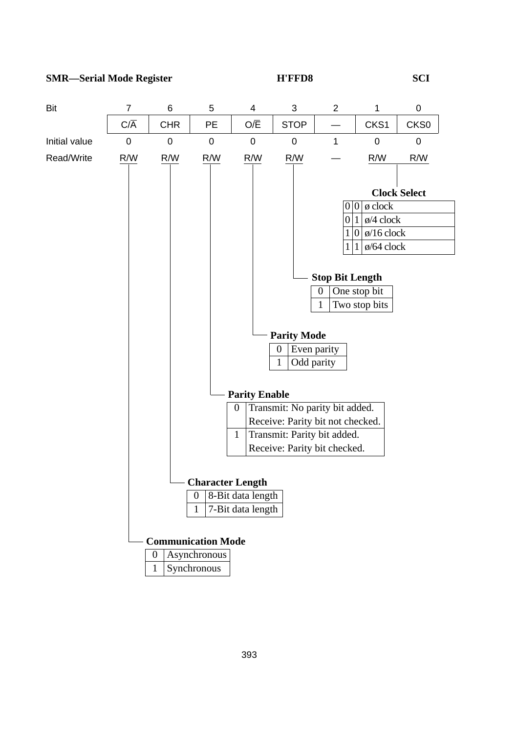**SMR—Serial Mode Register** H'FFD8 **SCI**

| Bit | 7 | 6 | 5 | 4 | 3 | 2 | 1 | 0 |
|---|---|---|---|---|---|---|---|---|
| | C/$\overline{A}$ | CHR | PE | O/$\overline{E}$ | STOP | — | CKS1 | CKS0 |
| Initial value | 0 | 0 | 0 | 0 | 0 | 1 | 0 | 0 |
| Read/Write | R/W | R/W | R/W | R/W | R/W | — | R/W | R/W |

**Clock Select**

| CKS1 | CKS0 | |
|---|---|---|
| 0 | 0 | ø clock |
| 0 | 1 | ø/4 clock |
| 1 | 0 | ø/16 clock |
| 1 | 1 | ø/64 clock |

**Stop Bit Length**

| | |
|---|---|
| 0 | One stop bit |
| 1 | Two stop bits |

**Parity Mode**

| | |
|---|---|
| 0 | Even parity |
| 1 | Odd parity |

**Parity Enable**

| | |
|---|---|
| 0 | Transmit: No parity bit added. Receive: Parity bit not checked. |
| 1 | Transmit: Parity bit added. Receive: Parity bit checked. |

**Character Length**

| | |
|---|---|
| 0 | 8-Bit data length |
| 1 | 7-Bit data length |

**Communication Mode**

| | |
|---|---|
| 0 | Asynchronous |
| 1 | Synchronous |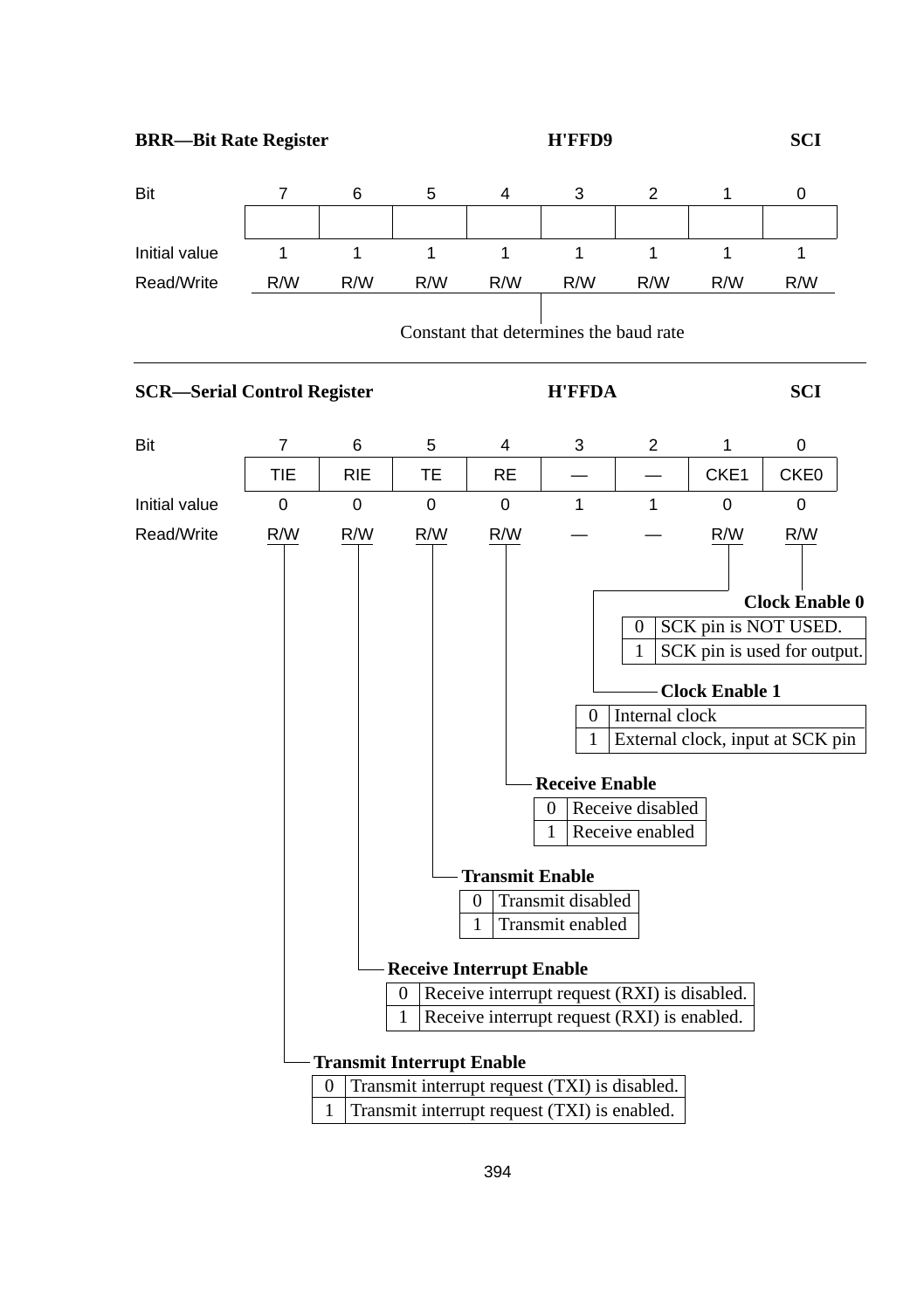**BRR—Bit Rate Register** H'FFD9 SCI

| Bit | 7 | 6 | 5 | 4 | 3 | 2 | 1 | 0 |
|---|---|---|---|---|---|---|---|---|
| | | | | | | | | |
| Initial value | 1 | 1 | 1 | 1 | 1 | 1 | 1 | 1 |
| Read/Write | R/W | R/W | R/W | R/W | R/W | R/W | R/W | R/W |

Constant that determines the baud rate

---

**SCR—Serial Control Register** H'FFDA SCI

| Bit | 7 | 6 | 5 | 4 | 3 | 2 | 1 | 0 |
|---|---|---|---|---|---|---|---|---|
| | TIE | RIE | TE | RE | — | — | CKE1 | CKE0 |
| Initial value | 0 | 0 | 0 | 0 | 1 | 1 | 0 | 0 |
| Read/Write | R/W | R/W | R/W | R/W | — | — | R/W | R/W |

**Clock Enable 0**

| | |
|---|---|
| 0 | SCK pin is NOT USED. |
| 1 | SCK pin is used for output. |

**Clock Enable 1**

| | |
|---|---|
| 0 | Internal clock |
| 1 | External clock, input at SCK pin |

**Receive Enable**

| | |
|---|---|
| 0 | Receive disabled |
| 1 | Receive enabled |

**Transmit Enable**

| | |
|---|---|
| 0 | Transmit disabled |
| 1 | Transmit enabled |

**Receive Interrupt Enable**

| | |
|---|---|
| 0 | Receive interrupt request (RXI) is disabled. |
| 1 | Receive interrupt request (RXI) is enabled. |

**Transmit Interrupt Enable**

| | |
|---|---|
| 0 | Transmit interrupt request (TXI) is disabled. |
| 1 | Transmit interrupt request (TXI) is enabled. |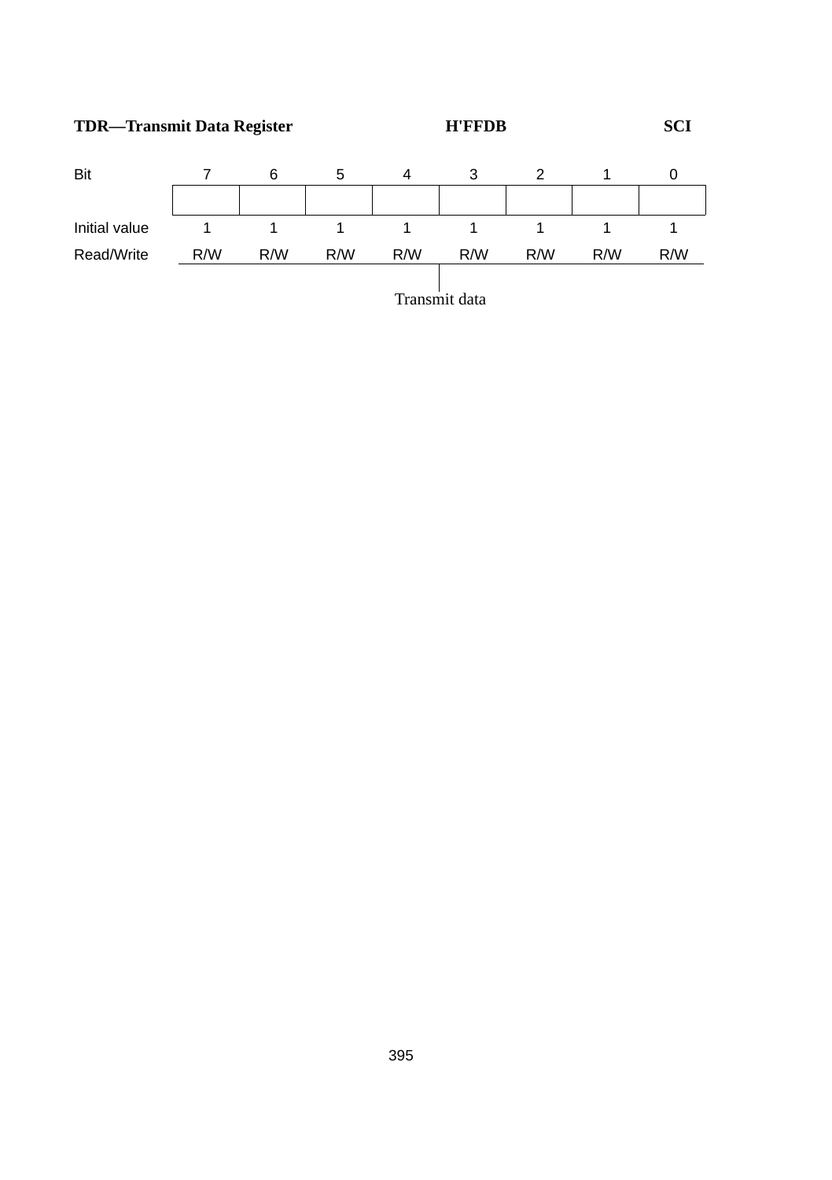**TDR—Transmit Data Register H'FFDB SCI**

| Bit | 7 | 6 | 5 | 4 | 3 | 2 | 1 | 0 |
|---|---|---|---|---|---|---|---|---|
| | | | | | | | | |
| Initial value | 1 | 1 | 1 | 1 | 1 | 1 | 1 | 1 |
| Read/Write | R/W | R/W | R/W | R/W | R/W | R/W | R/W | R/W |

Transmit data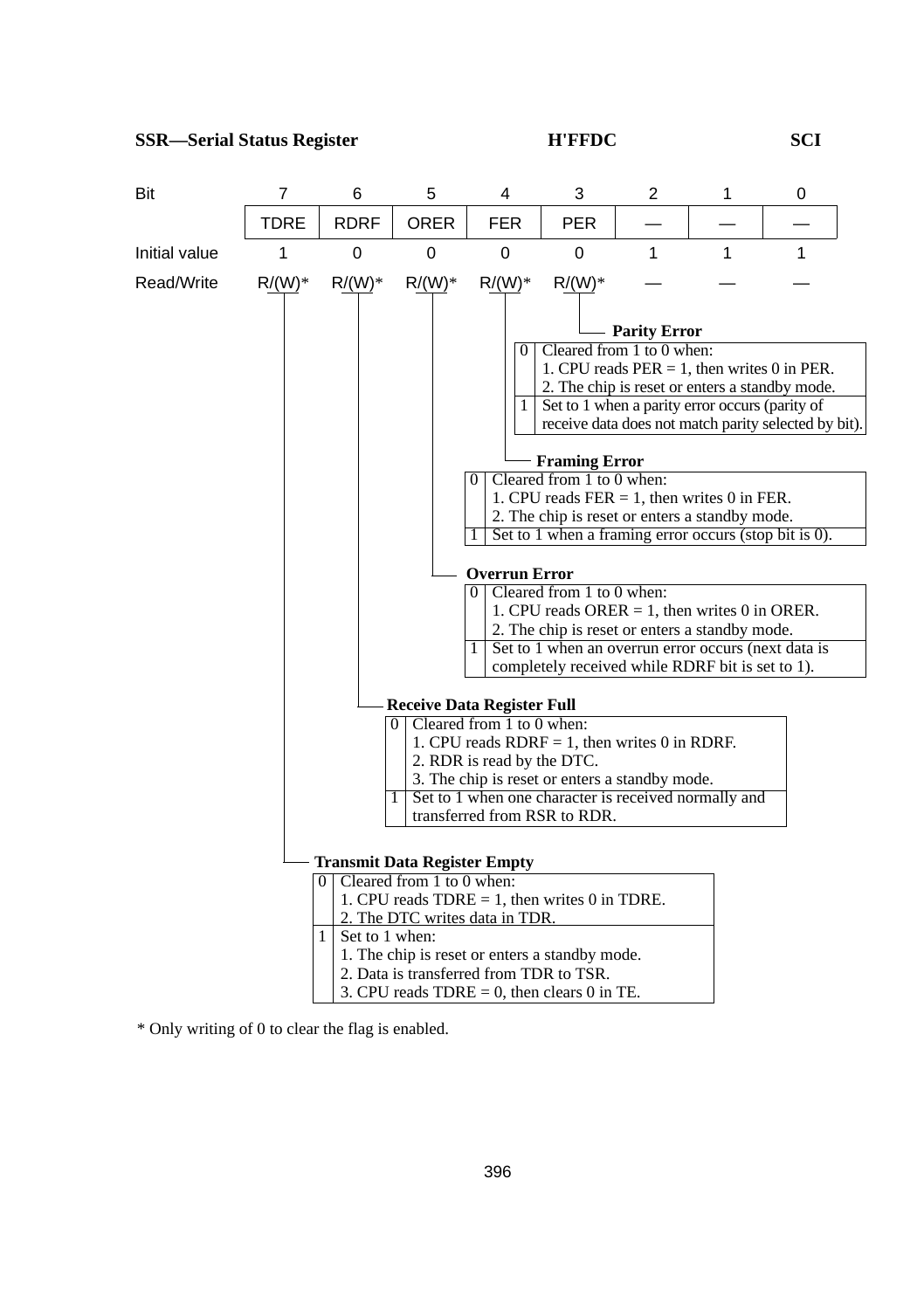**SSR—Serial Status Register** H'FFDC **SCI**

| Bit | 7 | 6 | 5 | 4 | 3 | 2 | 1 | 0 |
|---|---|---|---|---|---|---|---|---|
| | TDRE | RDRF | ORER | FER | PER | — | — | — |
| Initial value | 1 | 0 | 0 | 0 | 0 | 1 | 1 | 1 |
| Read/Write | R/(W)* | R/(W)* | R/(W)* | R/(W)* | R/(W)* | — | — | — |

**Parity Error**

| | |
|---|---|
| 0 | Cleared from 1 to 0 when:<br>1. CPU reads PER = 1, then writes 0 in PER.<br>2. The chip is reset or enters a standby mode. |
| 1 | Set to 1 when a parity error occurs (parity of receive data does not match parity selected by bit). |

**Framing Error**

| | |
|---|---|
| 0 | Cleared from 1 to 0 when:<br>1. CPU reads FER = 1, then writes 0 in FER.<br>2. The chip is reset or enters a standby mode. |
| 1 | Set to 1 when a framing error occurs (stop bit is 0). |

**Overrun Error**

| | |
|---|---|
| 0 | Cleared from 1 to 0 when:<br>1. CPU reads ORER = 1, then writes 0 in ORER.<br>2. The chip is reset or enters a standby mode. |
| 1 | Set to 1 when an overrun error occurs (next data is completely received while RDRF bit is set to 1). |

**Receive Data Register Full**

| | |
|---|---|
| 0 | Cleared from 1 to 0 when:<br>1. CPU reads RDRF = 1, then writes 0 in RDRF.<br>2. RDR is read by the DTC.<br>3. The chip is reset or enters a standby mode. |
| 1 | Set to 1 when one character is received normally and transferred from RSR to RDR. |

**Transmit Data Register Empty**

| | |
|---|---|
| 0 | Cleared from 1 to 0 when:<br>1. CPU reads TDRE = 1, then writes 0 in TDRE.<br>2. The DTC writes data in TDR. |
| 1 | Set to 1 when:<br>1. The chip is reset or enters a standby mode.<br>2. Data is transferred from TDR to TSR.<br>3. CPU reads TDRE = 0, then clears 0 in TE. |

\* Only writing of 0 to clear the flag is enabled.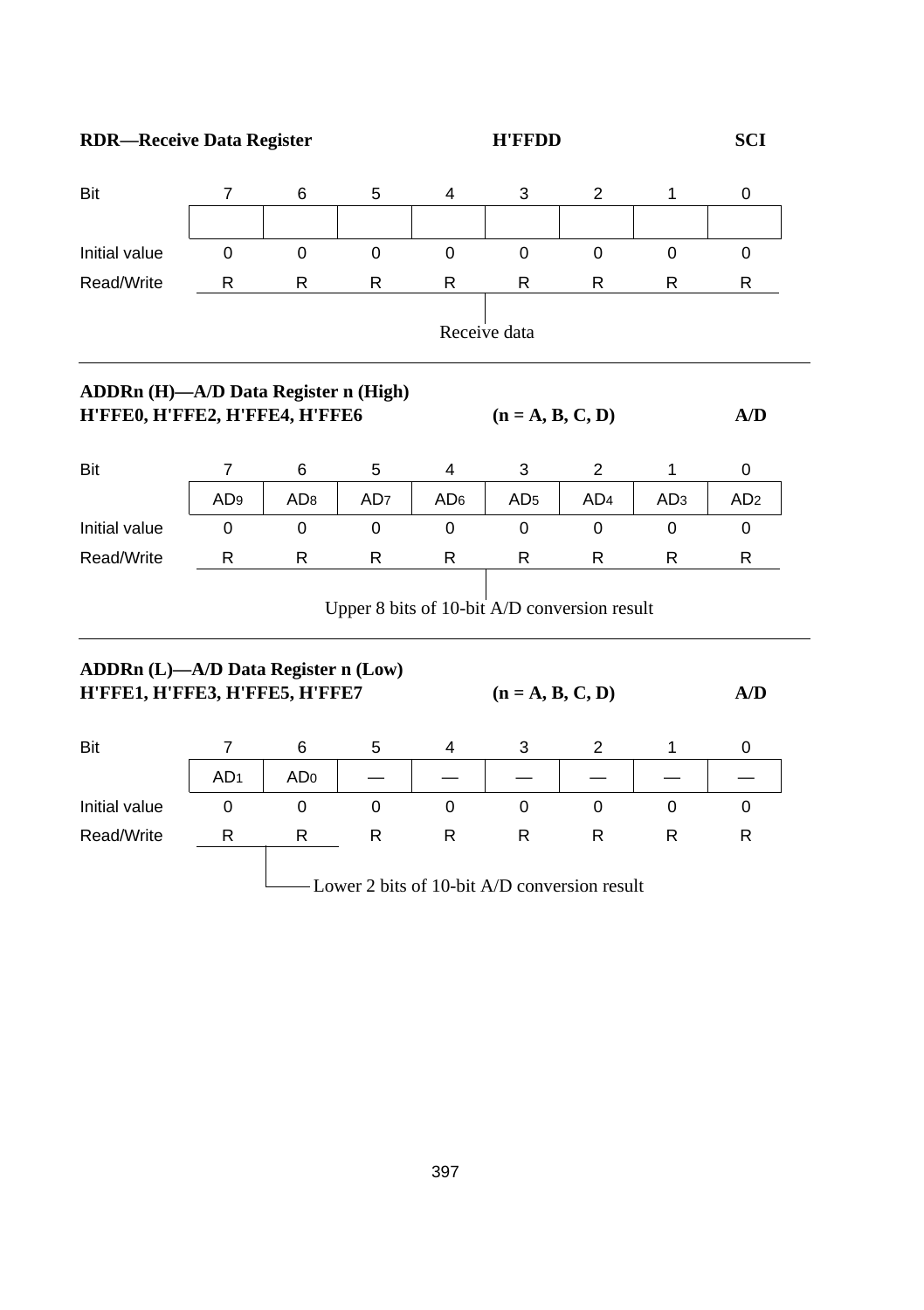**RDR—Receive Data Register** **H'FFDD** **SCI**

| Bit | 7 | 6 | 5 | 4 | 3 | 2 | 1 | 0 |
|---|---|---|---|---|---|---|---|---|
| | | | | | | | | |
| Initial value | 0 | 0 | 0 | 0 | 0 | 0 | 0 | 0 |
| Read/Write | R | R | R | R | R | R | R | R |

Receive data

---

**ADDRn (H)—A/D Data Register n (High)**
**H'FFE0, H'FFE2, H'FFE4, H'FFE6** **(n = A, B, C, D)** **A/D**

| Bit | 7 | 6 | 5 | 4 | 3 | 2 | 1 | 0 |
|---|---|---|---|---|---|---|---|---|
| | $AD_9$ | $AD_8$ | $AD_7$ | $AD_6$ | $AD_5$ | $AD_4$ | $AD_3$ | $AD_2$ |
| Initial value | 0 | 0 | 0 | 0 | 0 | 0 | 0 | 0 |
| Read/Write | R | R | R | R | R | R | R | R |

Upper 8 bits of 10-bit A/D conversion result

---

**ADDRn (L)—A/D Data Register n (Low)**
**H'FFE1, H'FFE3, H'FFE5, H'FFE7** **(n = A, B, C, D)** **A/D**

| Bit | 7 | 6 | 5 | 4 | 3 | 2 | 1 | 0 |
|---|---|---|---|---|---|---|---|---|
| | $AD_1$ | $AD_0$ | — | — | — | — | — | — |
| Initial value | 0 | 0 | 0 | 0 | 0 | 0 | 0 | 0 |
| Read/Write | R | R | R | R | R | R | R | R |

Lower 2 bits of 10-bit A/D conversion result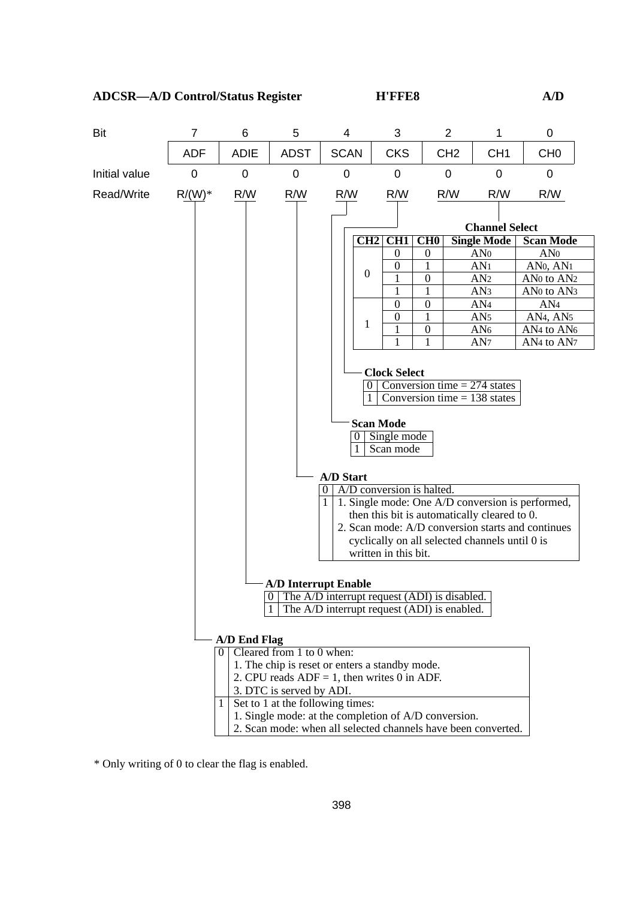**ADCSR—A/D Control/Status Register** H'FFE8 A/D

| Bit | 7 | 6 | 5 | 4 | 3 | 2 | 1 | 0 |
|---|---|---|---|---|---|---|---|---|
| | ADF | ADIE | ADST | SCAN | CKS | CH2 | CH1 | CH0 |
| Initial value | 0 | 0 | 0 | 0 | 0 | 0 | 0 | 0 |
| Read/Write | R/(W)* | R/W | R/W | R/W | R/W | R/W | R/W | R/W |

**Channel Select**

| CH2 | CH1 | CH0 | Single Mode | Scan Mode |
|---|---|---|---|---|
| 0 | 0 | 0 | $AN_0$ | $AN_0$ |
| | 0 | 1 | $AN_1$ | $AN_0$, $AN_1$ |
| | 1 | 0 | $AN_2$ | $AN_0$ to $AN_2$ |
| | 1 | 1 | $AN_3$ | $AN_0$ to $AN_3$ |
| 1 | 0 | 0 | $AN_4$ | $AN_4$ |
| | 0 | 1 | $AN_5$ | $AN_4$, $AN_5$ |
| | 1 | 0 | $AN_6$ | $AN_4$ to $AN_6$ |
| | 1 | 1 | $AN_7$ | $AN_4$ to $AN_7$ |

**Clock Select**

| | |
|---|---|
| 0 | Conversion time = 274 states |
| 1 | Conversion time = 138 states |

**Scan Mode**

| | |
|---|---|
| 0 | Single mode |
| 1 | Scan mode |

**A/D Start**

| | |
|---|---|
| 0 | A/D conversion is halted. |
| 1 | 1. Single mode: One A/D conversion is performed, then this bit is automatically cleared to 0.<br>2. Scan mode: A/D conversion starts and continues cyclically on all selected channels until 0 is written in this bit. |

**A/D Interrupt Enable**

| | |
|---|---|
| 0 | The A/D interrupt request (ADI) is disabled. |
| 1 | The A/D interrupt request (ADI) is enabled. |

**A/D End Flag**

| | |
|---|---|
| 0 | Cleared from 1 to 0 when:<br>1. The chip is reset or enters a standby mode.<br>2. CPU reads ADF = 1, then writes 0 in ADF.<br>3. DTC is served by ADI. |
| 1 | Set to 1 at the following times:<br>1. Single mode: at the completion of A/D conversion.<br>2. Scan mode: when all selected channels have been converted. |

\* Only writing of 0 to clear the flag is enabled.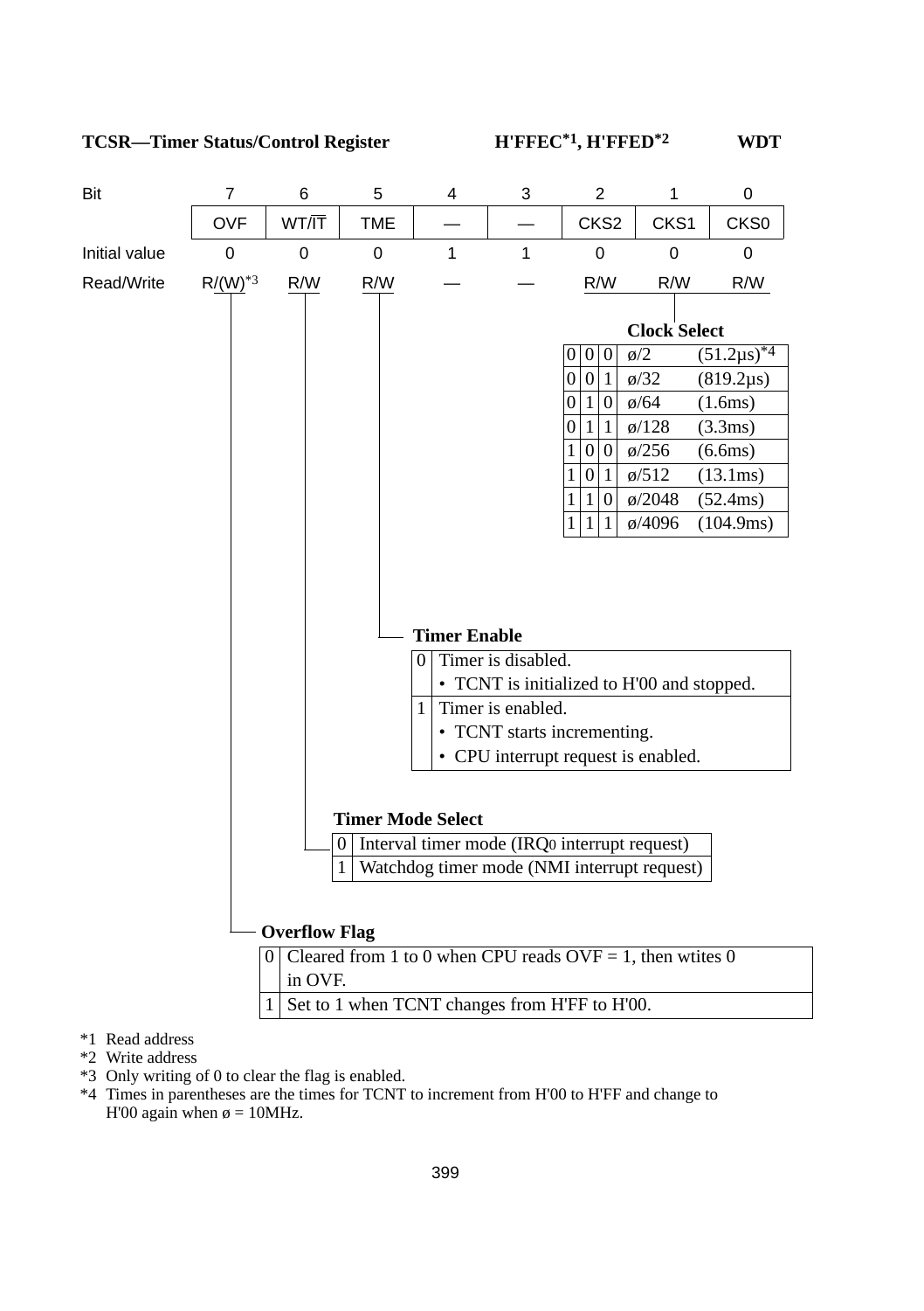**TCSR—Timer Status/Control Register** H'FFEC[*1], H'FFED[*2] **WDT**

| Bit | 7 | 6 | 5 | 4 | 3 | 2 | 1 | 0 |
|---|---|---|---|---|---|---|---|---|
| | OVF | WT/$\overline{IT}$ | TME | — | — | CKS2 | CKS1 | CKS0 |
| Initial value | 0 | 0 | 0 | 1 | 1 | 0 | 0 | 0 |
| Read/Write | R/(W)[*3] | R/W | R/W | — | — | R/W | R/W | R/W |

**Clock Select**

| CKS2 | CKS1 | CKS0 | Clock | Time |
|---|---|---|---|---|
| 0 | 0 | 0 | ø/2 | (51.2µs)[*4] |
| 0 | 0 | 1 | ø/32 | (819.2µs) |
| 0 | 1 | 0 | ø/64 | (1.6ms) |
| 0 | 1 | 1 | ø/128 | (3.3ms) |
| 1 | 0 | 0 | ø/256 | (6.6ms) |
| 1 | 0 | 1 | ø/512 | (13.1ms) |
| 1 | 1 | 0 | ø/2048 | (52.4ms) |
| 1 | 1 | 1 | ø/4096 | (104.9ms) |

**Timer Enable**

| TME | Description |
|---|---|
| 0 | Timer is disabled.<br>• TCNT is initialized to H'00 and stopped. |
| 1 | Timer is enabled.<br>• TCNT starts incrementing.<br>• CPU interrupt request is enabled. |

**Timer Mode Select**

| WT/$\overline{IT}$ | Description |
|---|---|
| 0 | Interval timer mode ($IRQ_0$ interrupt request) |
| 1 | Watchdog timer mode (NMI interrupt request) |

**Overflow Flag**

| OVF | Description |
|---|---|
| 0 | Cleared from 1 to 0 when CPU reads OVF = 1, then wtites 0 in OVF. |
| 1 | Set to 1 when TCNT changes from H'FF to H'00. |

*1 Read address
*2 Write address
*3 Only writing of 0 to clear the flag is enabled.
*4 Times in parentheses are the times for TCNT to increment from H'00 to H'FF and change to H'00 again when ø = 10MHz.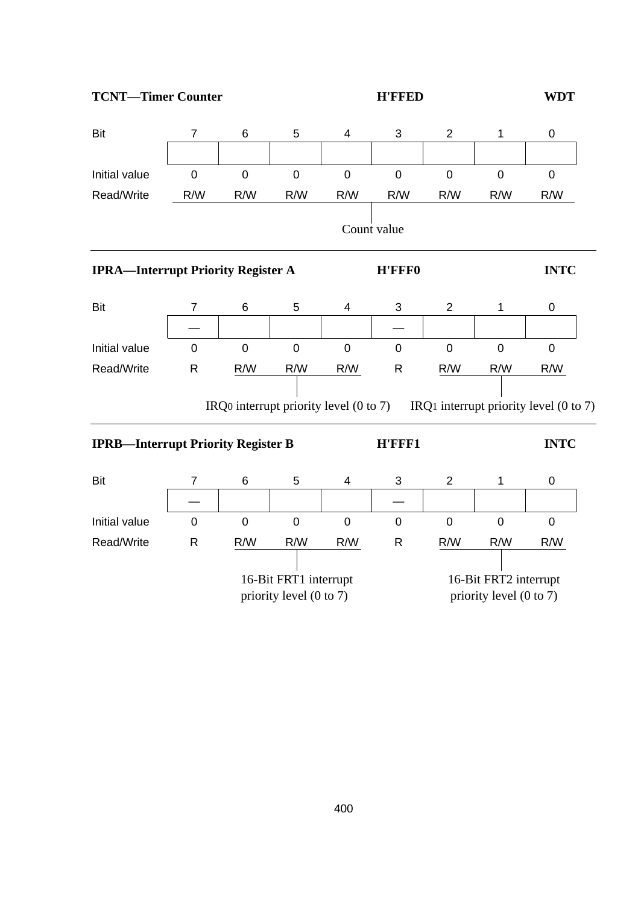**TCNT—Timer Counter** H'FFED **WDT**

| Bit | 7 | 6 | 5 | 4 | 3 | 2 | 1 | 0 |
|---|---|---|---|---|---|---|---|---|
| | | | | | | | | |
| Initial value | 0 | 0 | 0 | 0 | 0 | 0 | 0 | 0 |
| Read/Write | R/W | R/W | R/W | R/W | R/W | R/W | R/W | R/W |

Bits 7 to 0: Count value

---

**IPRA—Interrupt Priority Register A** H'FFF0 **INTC**

| Bit | 7 | 6 | 5 | 4 | 3 | 2 | 1 | 0 |
|---|---|---|---|---|---|---|---|---|
| | — | | | | — | | | |
| Initial value | 0 | 0 | 0 | 0 | 0 | 0 | 0 | 0 |
| Read/Write | R | R/W | R/W | R/W | R | R/W | R/W | R/W |

Bits 6 to 4: $IRQ_0$ interrupt priority level (0 to 7)

Bits 2 to 0: $IRQ_1$ interrupt priority level (0 to 7)

---

**IPRB—Interrupt Priority Register B** H'FFF1 **INTC**

| Bit | 7 | 6 | 5 | 4 | 3 | 2 | 1 | 0 |
|---|---|---|---|---|---|---|---|---|
| | — | | | | — | | | |
| Initial value | 0 | 0 | 0 | 0 | 0 | 0 | 0 | 0 |
| Read/Write | R | R/W | R/W | R/W | R | R/W | R/W | R/W |

Bits 6 to 4: 16-Bit FRT1 interrupt priority level (0 to 7)

Bits 2 to 0: 16-Bit FRT2 interrupt priority level (0 to 7)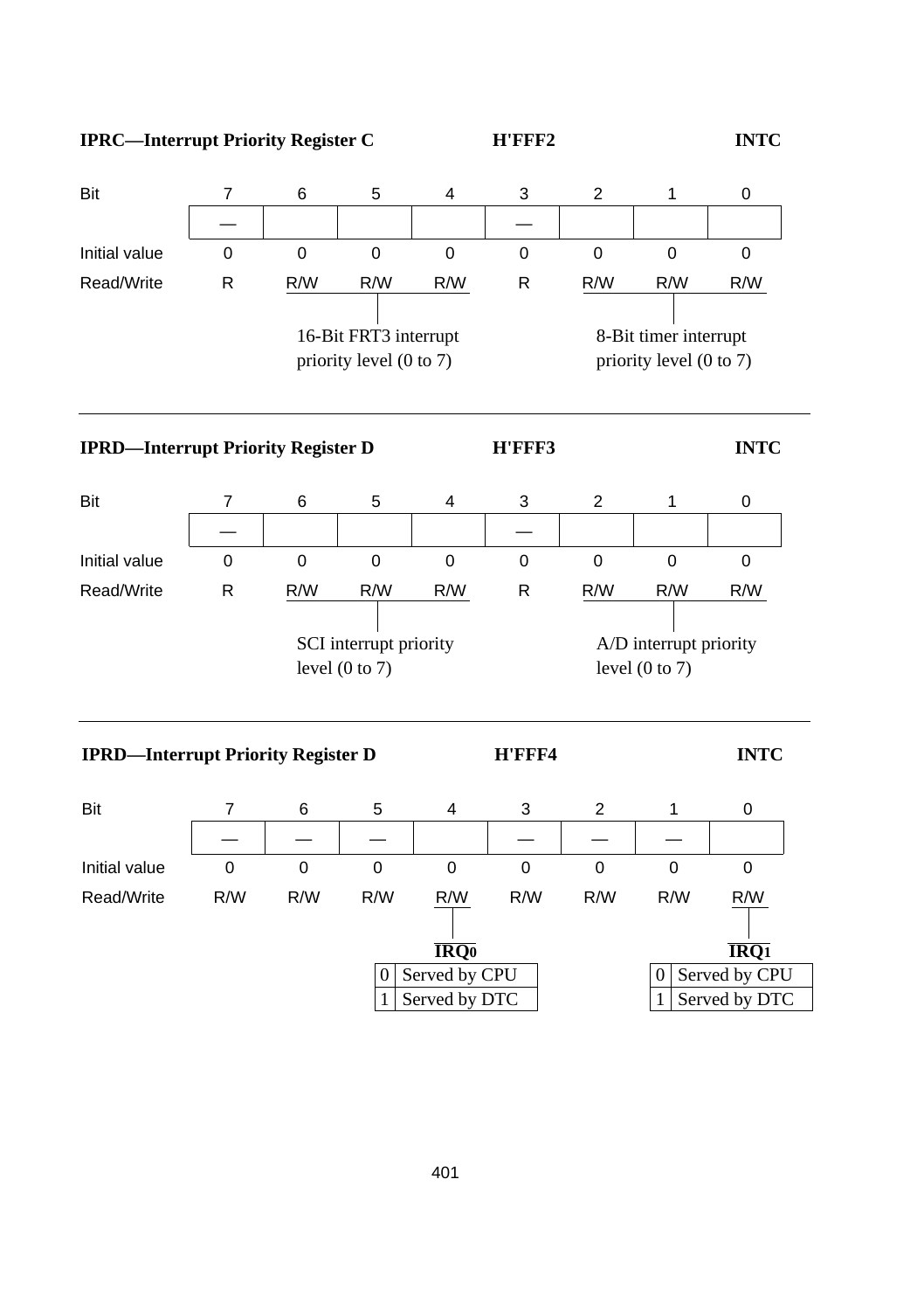**IPRC—Interrupt Priority Register C** H'FFF2 INTC

| Bit | 7 | 6 | 5 | 4 | 3 | 2 | 1 | 0 |
|---|---|---|---|---|---|---|---|---|
| | — | | | | — | | | |
| Initial value | 0 | 0 | 0 | 0 | 0 | 0 | 0 | 0 |
| Read/Write | R | R/W | R/W | R/W | R | R/W | R/W | R/W |

Bits 6 to 4: 16-Bit FRT3 interrupt priority level (0 to 7)

Bits 2 to 0: 8-Bit timer interrupt priority level (0 to 7)

---

**IPRD—Interrupt Priority Register D** H'FFF3 INTC

| Bit | 7 | 6 | 5 | 4 | 3 | 2 | 1 | 0 |
|---|---|---|---|---|---|---|---|---|
| | — | | | | — | | | |
| Initial value | 0 | 0 | 0 | 0 | 0 | 0 | 0 | 0 |
| Read/Write | R | R/W | R/W | R/W | R | R/W | R/W | R/W |

Bits 6 to 4: SCI interrupt priority level (0 to 7)

Bits 2 to 0: A/D interrupt priority level (0 to 7)

---

**IPRD—Interrupt Priority Register D** H'FFF4 INTC

| Bit | 7 | 6 | 5 | 4 | 3 | 2 | 1 | 0 |
|---|---|---|---|---|---|---|---|---|
| | — | — | — | | — | — | — | |
| Initial value | 0 | 0 | 0 | 0 | 0 | 0 | 0 | 0 |
| Read/Write | R/W | R/W | R/W | R/W | R/W | R/W | R/W | R/W |

Bit 4: $\overline{IRQ_0}$

| | |
|---|---|
| 0 | Served by CPU |
| 1 | Served by DTC |

Bit 0: $\overline{IRQ_1}$

| | |
|---|---|
| 0 | Served by CPU |
| 1 | Served by DTC |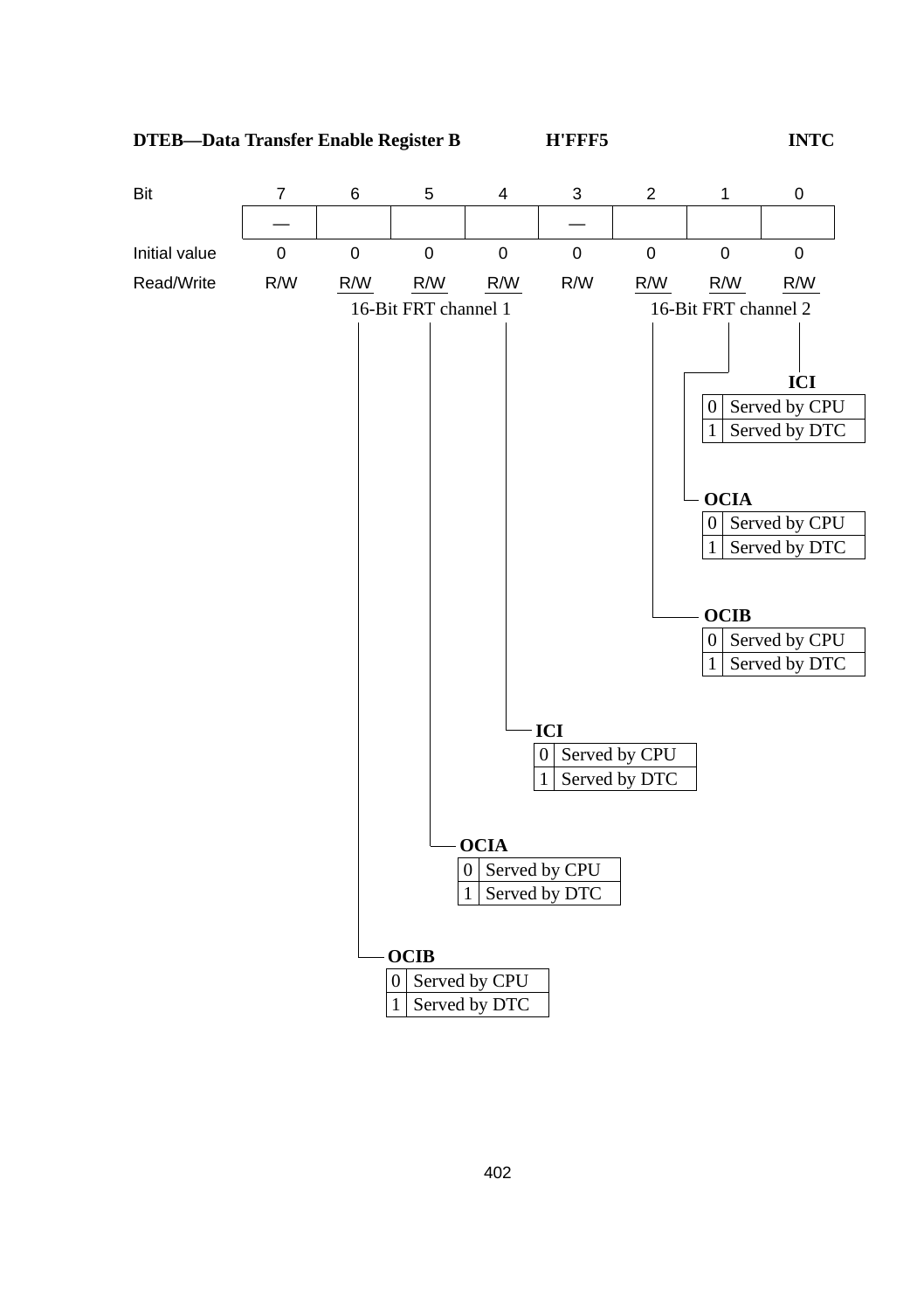**DTEB—Data Transfer Enable Register B** H'FFF5 INTC

| Bit | 7 | 6 | 5 | 4 | 3 | 2 | 1 | 0 |
|---|---|---|---|---|---|---|---|---|
| | — | | | | — | | | |
| Initial value | 0 | 0 | 0 | 0 | 0 | 0 | 0 | 0 |
| Read/Write | R/W | R/W | R/W | R/W | R/W | R/W | R/W | R/W |

Bits 6–4: 16-Bit FRT channel 1
Bits 2–0: 16-Bit FRT channel 2

**16-Bit FRT channel 2**

Bit 0: **ICI**

| | |
|---|---|
| 0 | Served by CPU |
| 1 | Served by DTC |

Bit 1: **OCIA**

| | |
|---|---|
| 0 | Served by CPU |
| 1 | Served by DTC |

Bit 2: **OCIB**

| | |
|---|---|
| 0 | Served by CPU |
| 1 | Served by DTC |

**16-Bit FRT channel 1**

Bit 4: **ICI**

| | |
|---|---|
| 0 | Served by CPU |
| 1 | Served by DTC |

Bit 5: **OCIA**

| | |
|---|---|
| 0 | Served by CPU |
| 1 | Served by DTC |

Bit 6: **OCIB**

| | |
|---|---|
| 0 | Served by CPU |
| 1 | Served by DTC |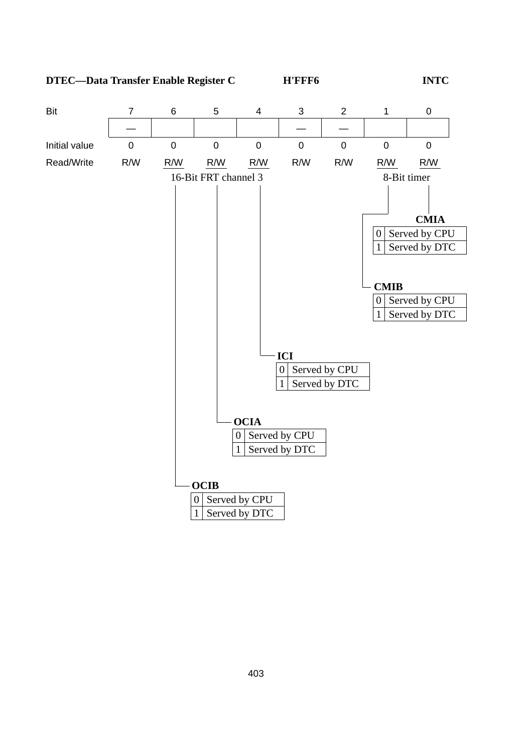**DTEC—Data Transfer Enable Register C** H'FFF6 **INTC**

| Bit | 7 | 6 | 5 | 4 | 3 | 2 | 1 | 0 |
|---|---|---|---|---|---|---|---|---|
| | — | | | | — | — | | |
| Initial value | 0 | 0 | 0 | 0 | 0 | 0 | 0 | 0 |
| Read/Write | R/W | R/W | R/W | R/W | R/W | R/W | R/W | R/W |
| | | 16-Bit FRT channel 3 | | | | | 8-Bit timer | |

**CMIA** (bit 0)

| | |
|---|---|
| 0 | Served by CPU |
| 1 | Served by DTC |

**CMIB** (bit 1)

| | |
|---|---|
| 0 | Served by CPU |
| 1 | Served by DTC |

**ICI** (bit 4)

| | |
|---|---|
| 0 | Served by CPU |
| 1 | Served by DTC |

**OCIA** (bit 5)

| | |
|---|---|
| 0 | Served by CPU |
| 1 | Served by DTC |

**OCIB** (bit 6)

| | |
|---|---|
| 0 | Served by CPU |
| 1 | Served by DTC |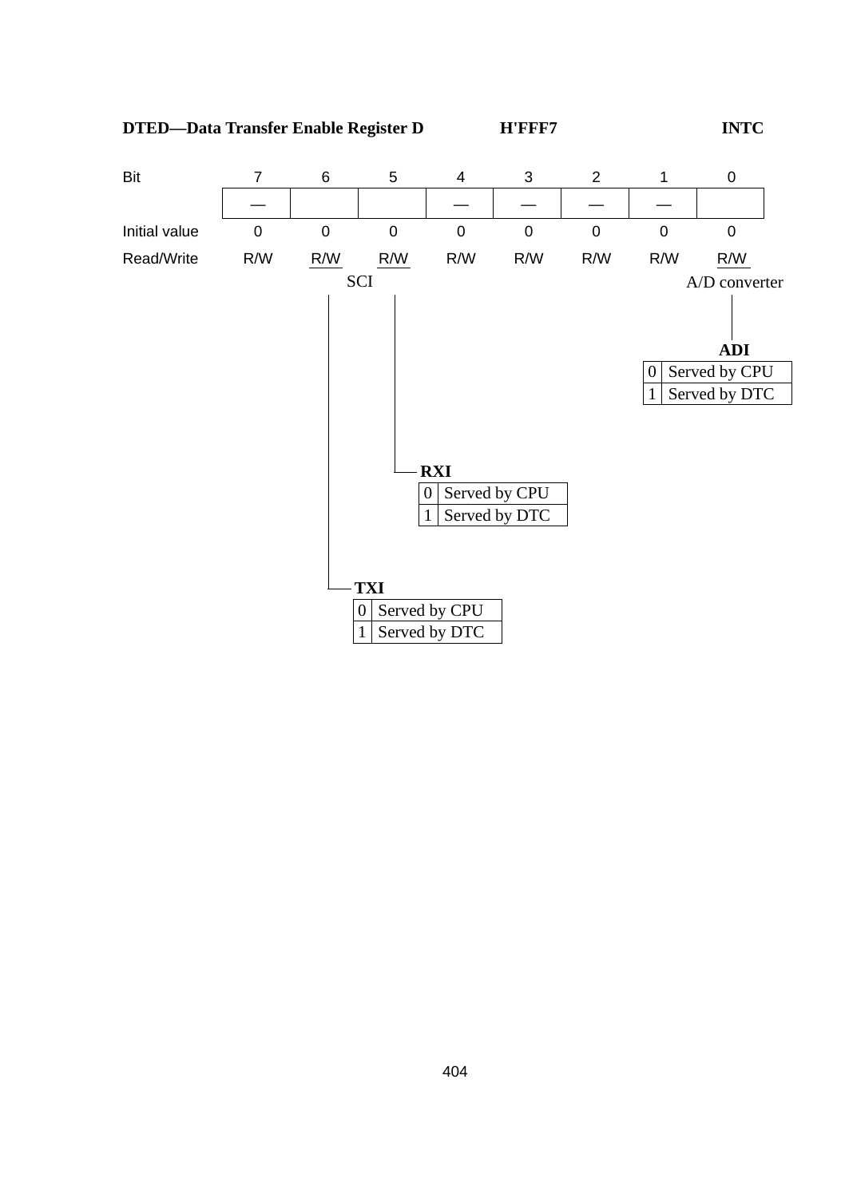**DTED—Data Transfer Enable Register D** H'FFF7 **INTC**

| Bit | 7 | 6 | 5 | 4 | 3 | 2 | 1 | 0 |
|---|---|---|---|---|---|---|---|---|
| | — | | | — | — | — | — | |
| Initial value | 0 | 0 | 0 | 0 | 0 | 0 | 0 | 0 |
| Read/Write | R/W | R/W | R/W | R/W | R/W | R/W | R/W | R/W |

SCI (bits 6, 5); A/D converter (bit 0)

**ADI** (bit 0, A/D converter)

| | |
|---|---|
| 0 | Served by CPU |
| 1 | Served by DTC |

**RXI** (bit 5, SCI)

| | |
|---|---|
| 0 | Served by CPU |
| 1 | Served by DTC |

**TXI** (bit 6, SCI)

| | |
|---|---|
| 0 | Served by CPU |
| 1 | Served by DTC |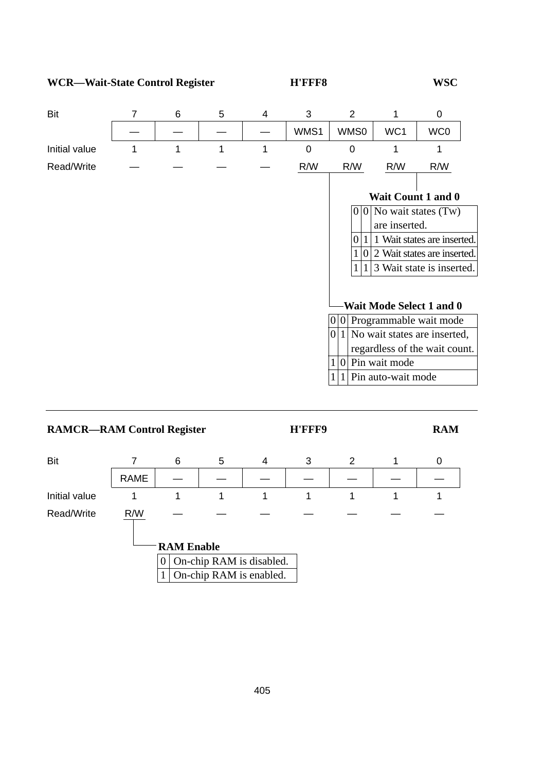**WCR—Wait-State Control Register** H'FFF8 **WSC**

| Bit | 7 | 6 | 5 | 4 | 3 | 2 | 1 | 0 |
|---|---|---|---|---|---|---|---|---|
| | — | — | — | — | WMS1 | WMS0 | WC1 | WC0 |
| Initial value | 1 | 1 | 1 | 1 | 0 | 0 | 1 | 1 |
| Read/Write | — | — | — | — | R/W | R/W | R/W | R/W |

**Wait Count 1 and 0**

| WC1 | WC0 | Description |
|---|---|---|
| 0 | 0 | No wait states (Tw) are inserted. |
| 0 | 1 | 1 Wait states are inserted. |
| 1 | 0 | 2 Wait states are inserted. |
| 1 | 1 | 3 Wait state is inserted. |

**Wait Mode Select 1 and 0**

| WMS1 | WMS0 | Description |
|---|---|---|
| 0 | 0 | Programmable wait mode |
| 0 | 1 | No wait states are inserted, regardless of the wait count. |
| 1 | 0 | Pin wait mode |
| 1 | 1 | Pin auto-wait mode |

---

**RAMCR—RAM Control Register** H'FFF9 **RAM**

| Bit | 7 | 6 | 5 | 4 | 3 | 2 | 1 | 0 |
|---|---|---|---|---|---|---|---|---|
| | RAME | — | — | — | — | — | — | — |
| Initial value | 1 | 1 | 1 | 1 | 1 | 1 | 1 | 1 |
| Read/Write | R/W | — | — | — | — | — | — | — |

**RAM Enable**

| RAME | Description |
|---|---|
| 0 | On-chip RAM is disabled. |
| 1 | On-chip RAM is enabled. |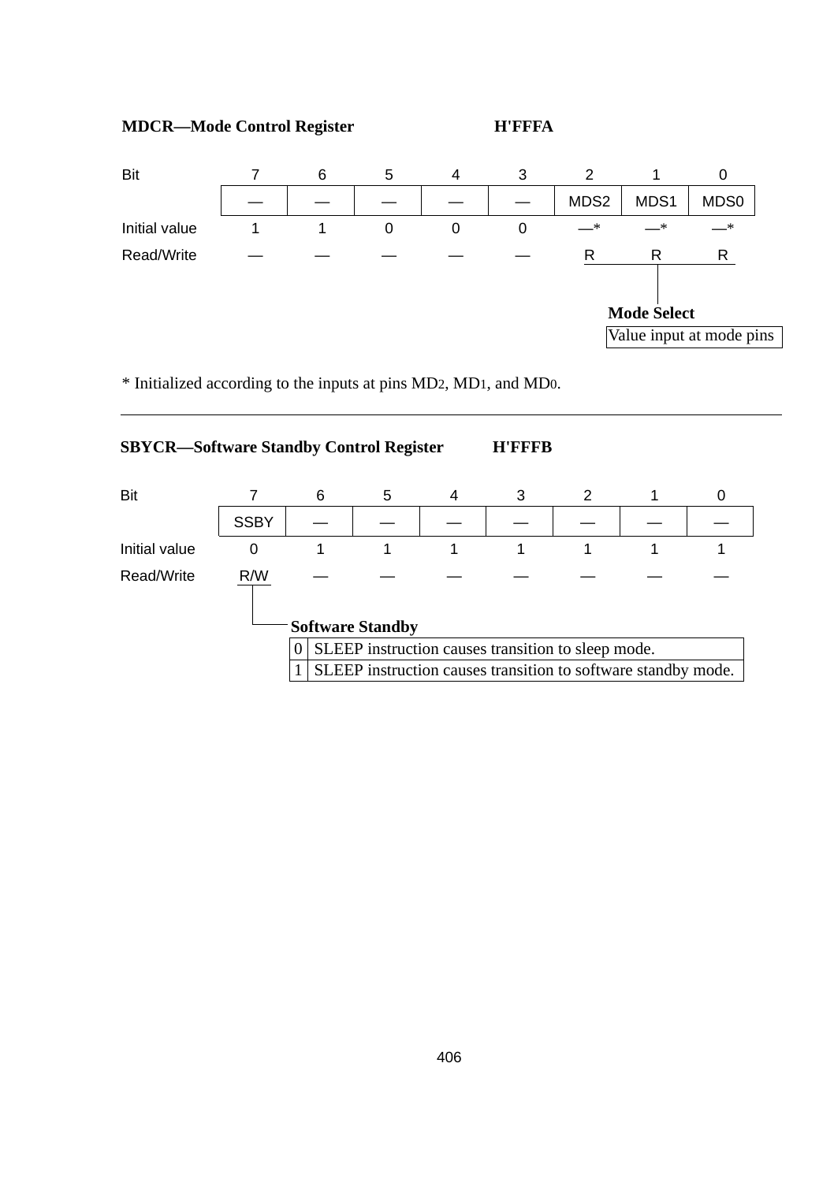**MDCR—Mode Control Register** **H'FFFA**

| Bit | 7 | 6 | 5 | 4 | 3 | 2 | 1 | 0 |
|---|---|---|---|---|---|---|---|---|
| | — | — | — | — | — | MDS2 | MDS1 | MDS0 |
| Initial value | 1 | 1 | 0 | 0 | 0 | —* | —* | —* |
| Read/Write | — | — | — | — | — | R | R | R |

**Mode Select**

| |
|---|
| Value input at mode pins |

* Initialized according to the inputs at pins $MD_2$, $MD_1$, and $MD_0$.

---

**SBYCR—Software Standby Control Register** **H'FFFB**

| Bit | 7 | 6 | 5 | 4 | 3 | 2 | 1 | 0 |
|---|---|---|---|---|---|---|---|---|
| | SSBY | — | — | — | — | — | — | — |
| Initial value | 0 | 1 | 1 | 1 | 1 | 1 | 1 | 1 |
| Read/Write | R/W | — | — | — | — | — | — | — |

**Software Standby**

| | |
|---|---|
| 0 | SLEEP instruction causes transition to sleep mode. |
| 1 | SLEEP instruction causes transition to software standby mode. |